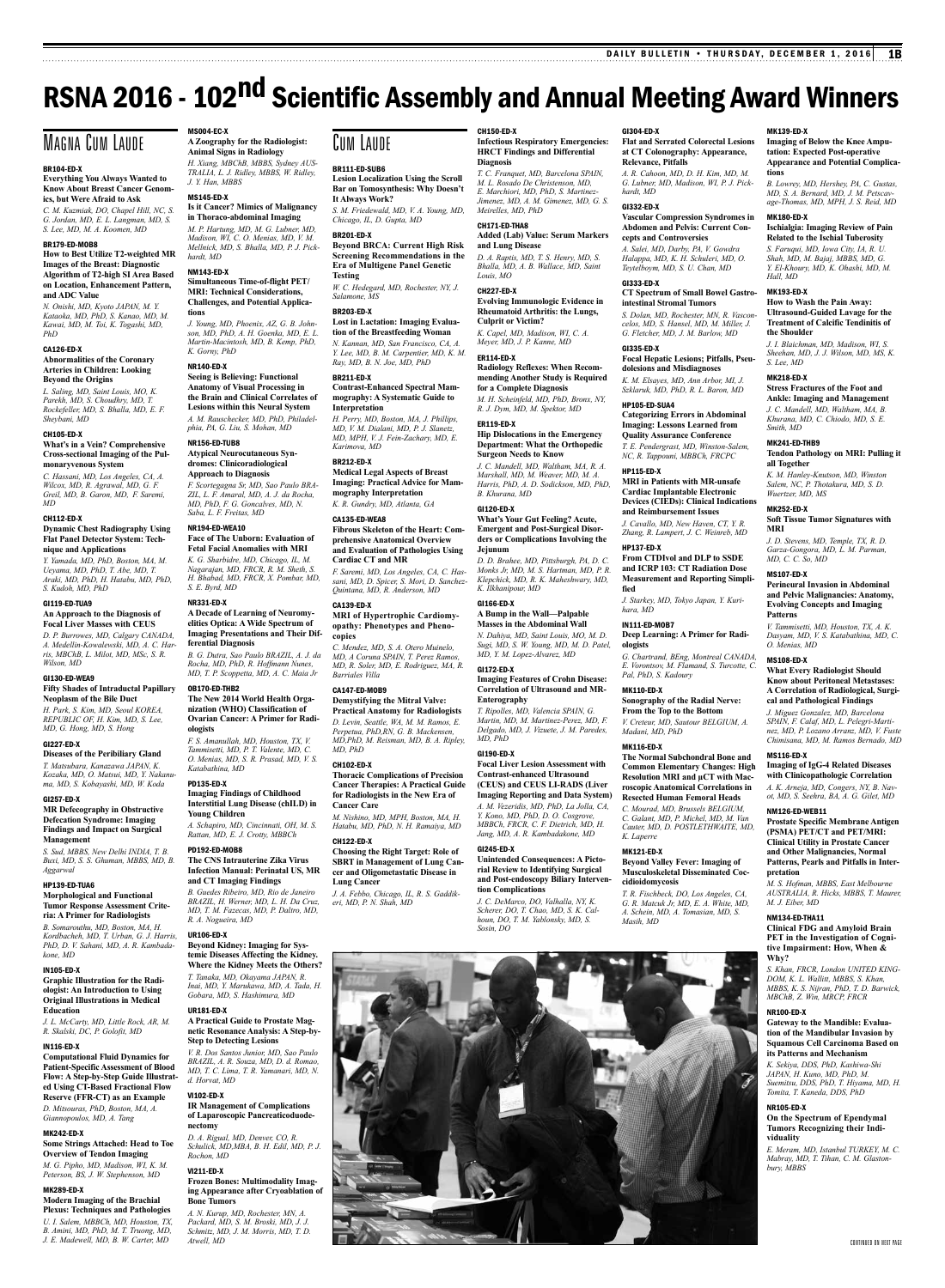# RSNA 2016 - 102nd Scientific Assembly and Annual Meeting Award Winners

## Magna Cum Laude

**BR104-ED-X**
**Everything You Always Wanted to Know About Breast Cancer Genomics, but Were Afraid to Ask**
*C. M. Kuzmiak, DO, Chapel Hill, NC, S. G. Jordan, MD, E. L. Langman, MD, S. S. Lee, MD, M. A. Koomen, MD*

**BR179-ED-MOB8**
**How to Best Utilize T2-weighted MR Images of the Breast: Diagnostic Algorithm of T2-high SI Area Based on Location, Enhancement Pattern, and ADC Value**
*N. Onishi, MD, Kyoto JAPAN, M. Y. Kataoka, MD, PhD, S. Kanao, MD, M. Kawai, MD, M. Toi, K. Togashi, MD, PhD*

**CA126-ED-X**
**Abnormalities of the Coronary Arteries in Children: Looking Beyond the Origins**
*L. Saling, MD, Saint Louis, MO, K. Parekh, MD, S. Choudhry, MD, T. Rockefeller, MD, S. Bhalla, MD, E. F. Sheybani, MD*

**CH105-ED-X**
**What's in a Vein? Comprehensive Cross-sectional Imaging of the Pulmonaryvenous System**
*C. Hassani, MD, Los Angeles, CA, A. Wilcox, MD, R. Agrawal, MD, G. F. Greil, MD, B. Garon, MD, F. Saremi, MD*

**CH112-ED-X**
**Dynamic Chest Radiography Using Flat Panel Detector System: Technique and Applications**
*Y. Yamada, MD, PhD, Boston, MA, M. Ueyama, MD, PhD, T. Abe, MD, T. Araki, MD, PhD, H. Hatabu, MD, PhD, S. Kudoh, MD, PhD*

**GI119-ED-TUA9**
**An Approach to the Diagnosis of Focal Liver Masses with CEUS**
*D. P. Burrowes, MD, Calgary CANADA, A. Medellin-Kowalewski, MD, A. C. Harris, MBChB, L. Milot, MD, MSc, S. R. Wilson, MD*

**GI130-ED-WEA9**
**Fifty Shades of Intraductal Papillary Neoplasm of the Bile Duct**
*H. Park, S. Kim, MD, Seoul KOREA, REPUBLIC OF, H. Kim, MD, S. Lee, MD, G. Hong, MD, S. Hong*

**GI227-ED-X**
**Diseases of the Peribiliary Gland**
*T. Matsubara, Kanazawa JAPAN, K. Kozaka, MD, O. Matsui, MD, Y. Nakanuma, MD, S. Kobayashi, MD, W. Koda*

**GI257-ED-X**
**MR Defecography in Obstructive Defecation Syndrome: Imaging Findings and Impact on Surgical Management**
*S. Sud, MBBS, New Delhi INDIA, T. B. Buxi, MD, S. S. Ghuman, MBBS, MD, B. Aggarwal*

**HP139-ED-TUA6**
**Morphological and Functional Tumor Response Assessment Criteria: A Primer for Radiologists**
*B. Somarouthu, MD, Boston, MA, H. Kordbacheh, MD, T. Urban, G. J. Harris, PhD, D. V. Sahani, MD, A. R. Kambadakone, MD*

**IN105-ED-X**
**Graphic Illustration for the Radiologist: An Introduction to Using Original Illustrations in Medical Education**
*J. L. McCarty, MD, Little Rock, AR, M. R. Skalski, DC, P. Golofit, MD*

**IN116-ED-X**
**Computational Fluid Dynamics for Patient-Specific Assessment of Blood Flow: A Step-by-Step Guide Illustrated Using CT-Based Fractional Flow Reserve (FFR-CT) as an Example**
*D. Mitsouras, PhD, Boston, MA, A. Giannopoulos, MD, A. Tang*

**MK242-ED-X**
**Some Strings Attached: Head to Toe Overview of Tendon Imaging**
*M. G. Pipho, MD, Madison, WI, K. M. Peterson, BS, J. W. Stephenson, MD*

**MK289-ED-X**
**Modern Imaging of the Brachial Plexus: Techniques and Pathologies**
*U. I. Salem, MBBCh, MD, Houston, TX, B. Amini, MD, PhD, M. T. Truong, MD, J. E. Madewell, MD, B. W. Carter, MD*

**MS004-EC-X**
**A Zoography for the Radiologist: Animal Signs in Radiology**
*H. Xiang, MBChB, MBBS, Sydney AUSTRALIA, L. J. Ridley, MBBS, W. Ridley, J. Y. Han, MBBS*

**MS145-ED-X**
**Is it Cancer? Mimics of Malignancy in Thoraco-abdominal Imaging**
*M. P. Hartung, MD, M. G. Lubner, MD, Madison, WI, C. O. Menias, MD, V. M. Mellnick, MD, S. Bhalla, MD, P. J. Pickhardt, MD*

**NM143-ED-X**
**Simultaneous Time-of-flight PET/MRI: Technical Considerations, Challenges, and Potential Applications**
*J. Young, MD, Phoenix, AZ, G. B. Johnson, MD, PhD, A. H. Goenka, MD, E. L. Martin-Macintosh, MD, B. Kemp, PhD, K. Gorny, PhD*

**NR140-ED-X**
**Seeing is Believing: Functional Anatomy of Visual Processing in the Brain and Clinical Correlates of Lesions within this Neural System**
*A. M. Rauschecker, MD, PhD, Philadelphia, PA, G. Liu, S. Mohan, MD*

**NR156-ED-TUB8**
**Atypical Neurocutaneous Syndromes: Clinicoradiological Approach to Diagnosis**
*F. Scortegagna Sr, MD, Sao Paulo BRAZIL, L. F. Amaral, MD, A. J. da Rocha, MD, PhD, F. G. Goncalves, MD, N. Saba, L. F. Freitas, MD*

**NR194-ED-WEA10**
**Face of The Unborn: Evaluation of Fetal Facial Anomalies with MRI**
*K. G. Sharbidre, MD, Chicago, IL, M. Nagarajan, MD, FRCR, R. M. Sheth, S. H. Bhabad, MD, FRCR, X. Pombar, MD, S. E. Byrd, MD*

**NR331-ED-X**
**A Decade of Learning of Neuromyelitis Optica: A Wide Spectrum of Imaging Presentations and Their Differential Diagnosis**
*B. G. Dutra, Sao Paulo BRAZIL, A. J. da Rocha, MD, PhD, R. Hoffmann Nunes, MD, T. P. Scoppetta, MD, A. C. Maia Jr*

**OB170-ED-THB2**
**The New 2014 World Health Organization (WHO) Classification of Ovarian Cancer: A Primer for Radiologists**
*F. S. Amanullah, MD, Houston, TX, V. Tammisetti, MD, P. T. Valente, MD, C. O. Menias, MD, S. R. Prasad, MD, V. S. Katabathina, MD*

**PD135-ED-X**
**Imaging Findings of Childhood Interstitial Lung Disease (chILD) in Young Children**
*A. Schapiro, MD, Cincinnati, OH, M. S. Rattan, MD, E. J. Crotty, MBBCh*

**PD192-ED-MOB8**
**The CNS Intrauterine Zika Virus Infection Manual: Perinatal US, MR and CT Imaging Findings**
*B. Guedes Ribeiro, MD, Rio de Janeiro BRAZIL, H. Werner, MD, L. H. Da Cruz, MD, T. M. Fazecas, MD, P. Daltro, MD, R. A. Nogueira, MD*

**UR106-ED-X**
**Beyond Kidney: Imaging for Systemic Diseases Affecting the Kidney. Where the Kidney Meets the Others?**
*T. Tanaka, MD, Okayama JAPAN, R. Inai, MD, Y. Marukawa, MD, A. Tada, H. Gobara, MD, S. Hashimura, MD*

**UR181-ED-X**
**A Practical Guide to Prostate Magnetic Resonance Analysis: A Step-by-Step to Detecting Lesions**
*V. R. Dos Santos Junior, MD, Sao Paulo BRAZIL, A. R. Souza, MD, D. d. Romao, MD, T. C. Lima, T. R. Yamanari, MD, N. d. Horvat, MD*

**VI102-ED-X**
**IR Management of Complications of Laparoscopic Pancreaticoduodenectomy**
*D. A. Rigual, MD, Denver, CO, R. Schulick, MD,MBA, B. H. Edil, MD, P. J. Rochon, MD*

**VI211-ED-X**
**Frozen Bones: Multimodality Imaging Appearance after Cryoablation of Bone Tumors**
*A. N. Kurup, MD, Rochester, MN, A. Packard, MD, S. M. Broski, MD, J. J. Schmitz, MD, J. M. Morris, MD, T. D. Atwell, MD*

## Cum Laude

**BR111-ED-SUB6**
**Lesion Localization Using the Scroll Bar on Tomosynthesis: Why Doesn't It Always Work?**
*S. M. Friedewald, MD, V. A. Young, MD, Chicago, IL, D. Gupta, MD*

**BR201-ED-X**
**Beyond BRCA: Current High Risk Screening Recommendations in the Era of Multigene Panel Genetic Testing**
*W. C. Hedegard, MD, Rochester, NY, J. Salamone, MS*

**BR203-ED-X**
**Lost in Lactation: Imaging Evaluation of the Breastfeeding Woman**
*N. Kannan, MD, San Francisco, CA, A. Y. Lee, MD, B. M. Carpentier, MD, K. M. Ray, MD, B. N. Joe, MD, PhD*

**BR211-ED-X**
**Contrast-Enhanced Spectral Mammography: A Systematic Guide to Interpretation**
*H. Perry, MD, Boston, MA, J. Phillips, MD, V. M. Dialani, MD, P. J. Slanetz, MD, MPH, V. J. Fein-Zachary, MD, E. Karimova, MD*

**BR212-ED-X**
**Medical Legal Aspects of Breast Imaging: Practical Advice for Mammography Interpretation**
*K. R. Gundry, MD, Atlanta, GA*

**CA135-ED-WEA8**
**Fibrous Skeleton of the Heart: Comprehensive Anatomical Overview and Evaluation of Pathologies Using Cardiac CT and MR**
*F. Saremi, MD, Los Angeles, CA, C. Hassani, MD, D. Spicer, S. Mori, D. Sanchez-Quintana, MD, R. Anderson, MD*

**CA139-ED-X**
**MRI of Hypertrophic Cardiomyopathy: Phenotypes and Phenocopies**
*C. Mendez, MD, S. A. Otero Muinelo, MD, A Coruna SPAIN, T. Perez Ramos, MD, R. Soler, MD, E. Rodriguez, MA, R. Barriales Villa*

**CA147-ED-MOB9**
**Demystifying the Mitral Valve: Practical Anatomy for Radiologists**
*D. Levin, Seattle, WA, M. M. Ramos, E. Perpetuo, PhD,RN, G. B. Mackensen, MD,PhD, M. Reisman, MD, B. A. Ripley, MD, PhD*

**CH102-ED-X**
**Thoracic Complications of Precision Cancer Therapies: A Practical Guide for Radiologists in the New Era of Cancer Care**
*M. Nishino, MD, MPH, Boston, MA, H. Hatabu, MD, PhD, N. H. Ramaiya, MD*

**CH122-ED-X**
**Choosing the Right Target: Role of SBRT in Management of Lung Cancer and Oligometastatic Disease in Lung Cancer**
*J. A. Febbo, Chicago, IL, R. S. Gaddikeri, MD, P. N. Shah, MD*

**CH150-ED-X**
**Infectious Respiratory Emergencies: HRCT Findings and Differential Diagnosis**
*T. C. Franquet, MD, Barcelona SPAIN, M. L. Rosado De Christenson, MD, E. Marchiori, MD, PhD, S. Martinez-Jimenez, MD, A. M. Gimenez, MD, G. S. Meirelles, MD, PhD*

**CH171-ED-THA8**
**Added (Lab) Value: Serum Markers and Lung Disease**
*D. A. Raptis, MD, T. S. Henry, MD, S. Bhalla, MD, A. B. Wallace, MD, Saint Louis, MO*

**CH227-ED-X**
**Evolving Immunologic Evidence in Rheumatoid Arthritis: the Lungs, Culprit or Victim?**
*K. Capel, MD, Madison, WI, C. A. Meyer, MD, J. P. Kanne, MD*

**ER114-ED-X**
**Radiology Reflexes: When Recommending Another Study is Required for a Complete Diagnosis**
*M. H. Scheinfeld, MD, PhD, Bronx, NY, R. J. Dym, MD, M. Spektor, MD*

**ER119-ED-X**
**Hip Dislocations in the Emergency Department: What the Orthopedic Surgeon Needs to Know**
*J. C. Mandell, MD, Waltham, MA, R. A. Marshall, MD, M. Weaver, MD, M. A. Harris, PhD, A. D. Sodickson, MD, PhD, B. Khurana, MD*

**GI120-ED-X**
**What's Your Gut Feeling? Acute, Emergent and Post-Surgical Disorders or Complications Involving the Jejunum**
*D. D. Brahee, MD, Pittsburgh, PA, D. C. Monks Jr, MD, M. S. Hartman, MD, P. R. Klepchick, MD, R. K. Maheshwary, MD, K. Ilkhanipour, MD*

**GI166-ED-X**
**A Bump in the Wall—Palpable Masses in the Abdominal Wall**
*N. Dahiya, MD, Saint Louis, MO, M. D. Sugi, MD, S. W. Young, MD, M. D. Patel, MD, Y. M. Lopez-Alvarez, MD*

**GI172-ED-X**
**Imaging Features of Crohn Disease: Correlation of Ultrasound and MR-Enterography**
*T. Ripolles, MD, Valencia SPAIN, G. Martin, MD, M. Martinez-Perez, MD, F. Delgado, MD, J. Vizuete, J. M. Paredes, MD, PhD*

**GI190-ED-X**
**Focal Liver Lesion Assessment with Contrast-enhanced Ultrasound (CEUS) and CEUS LI-RADS (Liver Imaging Reporting and Data System)**
*A. M. Vezeridis, MD, PhD, La Jolla, CA, Y. Kono, MD, PhD, D. O. Cosgrove, MBBCh, FRCR, C. F. Dietrich, MD, H. Jang, MD, A. R. Kambadakone, MD*

**GI245-ED-X**
**Unintended Consequences: A Pictorial Review to Identifying Surgical and Post-endoscopy Biliary Intervention Complications**
*J. C. DeMarco, DO, Valhalla, NY, K. Scherer, DO, T. Chao, MD, S. K. Calhoun, DO, T. M. Yablonsky, MD, S. Sosin, DO*

**GI304-ED-X**
**Flat and Serrated Colorectal Lesions at CT Colonography: Appearance, Relevance, Pitfalls**
*A. R. Cahoon, MD, D. H. Kim, MD, M. G. Lubner, MD, Madison, WI, P. J. Pickhardt, MD*

**GI332-ED-X**
**Vascular Compression Syndromes in Abdomen and Pelvis: Current Concepts and Controversies**
*A. Salei, MD, Darby, PA, V. Gowdra Halappa, MD, K. H. Schuleri, MD, O. Teytelboym, MD, S. U. Chan, MD*

**GI333-ED-X**
**CT Spectrum of Small Bowel Gastrointestinal Stromal Tumors**
*S. Dolan, MD, Rochester, MN, R. Vasconcelos, MD, S. Hansel, MD, M. Miller, J. G. Fletcher, MD, J. M. Barlow, MD*

**GI335-ED-X**
**Focal Hepatic Lesions; Pitfalls, Pseudolesions and Misdiagnoses**
*K. M. Elsayes, MD, Ann Arbor, MI, J. Szklaruk, MD, PhD, R. L. Baron, MD*

**HP105-ED-SUA4**
**Categorizing Errors in Abdominal Imaging: Lessons Learned from Quality Assurance Conference**
*T. E. Pendergrast, MD, Winston-Salem, NC, R. Tappouni, MBBCh, FRCPC*

**HP115-ED-X**
**MRI in Patients with MR-unsafe Cardiac Implantable Electronic Devices (CIEDs): Clinical Indications and Reimbursement Issues**
*J. Cavallo, MD, New Haven, CT, Y. R. Zhang, R. Lampert, J. C. Weinreb, MD*

**HP137-ED-X**
**From CTDIvol and DLP to SSDE and ICRP 103: CT Radiation Dose Measurement and Reporting Simplified**
*J. Starkey, MD, Tokyo Japan, Y. Kurihara, MD*

**IN111-ED-MOB7**
**Deep Learning: A Primer for Radiologists**
*G. Chartrand, BEng, Montreal CANADA, E. Vorontsov, M. Flamand, S. Turcotte, C. Pal, PhD, S. Kadoury*

**MK110-ED-X**
**Sonography of the Radial Nerve: From the Top to the Bottom**
*V. Creteur, MD, Sautour BELGIUM, A. Madani, MD, PhD*

**MK116-ED-X**
**The Normal Subchondral Bone and Common Elementary Changes: High Resolution MRI and µCT with Macroscopic Anatomical Correlations in Resected Human Femoral Heads**
*C. Mourad, MD, Brussels BELGIUM, C. Galant, MD, P. Michel, MD, M. Van Cauter, MD, D. POSTLETHWAITE, MD, K. Laperre*

**MK121-ED-X**
**Beyond Valley Fever: Imaging of Musculoskeletal Disseminated Coccidioidomycosis**
*T. R. Fischbeck, DO, Los Angeles, CA, G. R. Matcuk Jr, MD, E. A. White, MD, A. Schein, MD, A. Tomasian, MD, S. Masih, MD*

**MK139-ED-X**
**Imaging of Below the Knee Amputation: Expected Post-operative Appearance and Potential Complications**
*B. Lowrey, MD, Hershey, PA, C. Gustas, MD, S. A. Bernard, MD, J. M. Petscavage-Thomas, MD, MPH, J. S. Reid, MD*

**MK180-ED-X**
**Ischialgia: Imaging Review of Pain Related to the Ischial Tuberosity**
*S. Faruqui, MD, Iowa City, IA, R. U. Shah, MD, M. Bajaj, MBBS, MD, G. Y. El-Khoury, MD, K. Ohashi, MD, M. Hall, MD*

**MK193-ED-X**
**How to Wash the Pain Away: Ultrasound-Guided Lavage for the Treatment of Calcific Tendinitis of the Shoulder**
*J. I. Blaichman, MD, Madison, WI, S. Sheehan, MD, J. J. Wilson, MD, MS, K. S. Lee, MD*

**MK218-ED-X**
**Stress Fractures of the Foot and Ankle: Imaging and Management**
*J. C. Mandell, MD, Waltham, MA, B. Khurana, MD, C. Chiodo, MD, S. E. Smith, MD*

**MK241-ED-THB9**
**Tendon Pathology on MRI: Pulling it all Together**
*K. M. Hanley-Knutson, MD, Winston Salem, NC, P. Thotakura, MD, S. D. Wuertzer, MD, MS*

**MK252-ED-X**
**Soft Tissue Tumor Signatures with MRI**
*J. D. Stevens, MD, Temple, TX, R. D. Garza-Gongora, MD, L. M. Parman, MD, C. C. So, MD*

**MS107-ED-X**
**Perineural Invasion in Abdominal and Pelvic Malignancies: Anatomy, Evolving Concepts and Imaging Patterns**
*V. Tammisetti, MD, Houston, TX, A. K. Dasyam, MD, V. S. Katabathina, MD, C. O. Menias, MD*

**MS108-ED-X**
**What Every Radiologist Should Know about Peritoneal Metastases: A Correlation of Radiological, Surgical and Pathological Findings**
*J. Miguez Gonzalez, MD, Barcelona SPAIN, F. Calaf, MD, L. Pelegri-Martinez, MD, P. Lozano Arranz, MD, V. Fuste Chimisana, MD, M. Ramos Bernado, MD*

**MS116-ED-X**
**Imaging of IgG-4 Related Diseases with Clinicopathologic Correlation**
*A. K. Arneja, MD, Congers, NY, B. Navot, MD, S. Seehra, BA, A. G. Gilet, MD*

**NM126-ED-WEB11**
**Prostate Specific Membrane Antigen (PSMA) PET/CT and PET/MRI: Clinical Utility in Prostate Cancer and Other Malignancies, Normal Patterns, Pearls and Pitfalls in Interpretation**
*M. S. Hofman, MBBS, East Melbourne AUSTRALIA, R. Hicks, MBBS, T. Maurer, M. J. Eiber, MD*

**NM134-ED-THA11**
**Clinical FDG and Amyloid Brain PET in the Investigation of Cognitive Impairment: How, When & Why?**
*S. Khan, FRCR, London UNITED KINGDOM, K. L. Wallitt, MBBS, S. Khan, MBBS, K. S. Nijran, PhD, T. D. Barwick, MBChB, Z. Win, MRCP, FRCR*

**NR100-ED-X**
**Gateway to the Mandible: Evaluation of the Mandibular Invasion by Squamous Cell Carcinoma Based on its Patterns and Mechanism**
*K. Sekiya, DDS, PhD, Kashiwa-Shi JAPAN, H. Kuno, MD, PhD, M. Suemitsu, DDS, PhD, T. Hiyama, MD, H. Tomita, T. Kaneda, DDS, PhD*

**NR105-ED-X**
**On the Spectrum of Ependymal Tumors Recognizing their Individuality**
*E. Meram, MD, Istanbul TURKEY, M. C. Mabray, MD, T. Tihan, C. M. Glastonbury, MBBS*

CONTINUED ON NEXT PAGE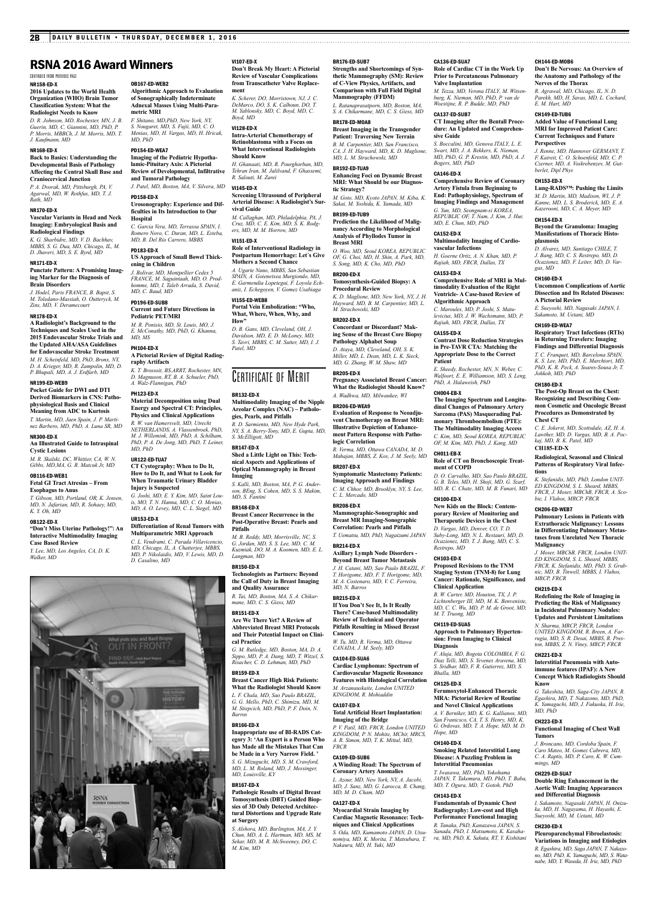# RSNA 2016 Award Winners

CONTINUED FROM PREVIOUS PAGE

**NR158-ED-X**
**2016 Updates to the World Health Organization (WHO) Brain Tumor Classification System: What the Radiologist Needs to Know**
*D. R. Johnson, MD, Rochester, MN, J. B. Guerin, MD, C. Giannini, MD, PhD, P. P. Morris, MBBCh, J. M. Morris, MD, T. J. Kaufmann, MD*

**NR168-ED-X**
**Back to Basics: Understanding the Developmental Basis of Pathology Affecting the Central Skull Base and Craniocervical Junction**
*P. A. Dvorak, MD, Pittsburgh, PA, V. Agarwal, MD, W. Rothfus, MD, T. J. Rath, MD*

**NR170-ED-X**
**Vascular Variants in Head and Neck Imaging: Embryological Basis and Radiological Findings**
*K. G. Sharbidre, MD, V. D. Bachhav, MBBS, S. G. Dua, MD, Chicago, IL, M. D. Jhaveri, MD, S. E. Byrd, MD*

**NR171-ED-X**
**Punctate Pattern: A Promising Imaging Marker for the Diagnosis of Brain Disorders**
*J. Hodel, Paris FRANCE, B. Bapst, S. M. Toledano-Massiah, O. Outteryck, M. Zins, MD, V. Deramecourt*

**NR178-ED-X**
**A Radiologist's Background to the Techniques and Scales Used in the 2015 Endovascular Stroke Trials and the Updated AHA/ASA Guidelines for Endovascular Stroke Treatment**
*M. H. Scheinfeld, MD, PhD, Bronx, NY, D. A. Krieger, MD, R. Zampolin, MD, D. P. Bhupali, MD, A. J. Erdfarb, MD*

**NR199-ED-WEB9**
**Pocket Guide for DWI and DTI Derived Biomarkers in CNS: Pathophysiological Basis and Clinical Meaning from ADC to Kurtosis**
*T. Martin, MD, Jaen Spain, J. P. Martinez Barbero, MD, PhD, A. Luna SR, MD*

**NR300-ED-X**
**An Illustrated Guide to Intraspinal Cystic Lesions**
*M. R. Skalski, DC, Whittier, CA, W. N. Gibbs, MD,MA, G. R. Matcuk Jr, MD*

**OB116-ED-WEB1**
**Fetal GI Tract Atresias – From Esophagus to Anus**
*T. Gibson, MD, Portland, OR, K. Jensen, MD, N. Jafarian, MD, R. Sohaey, MD, K. Y. Oh, MD*

**OB122-ED-X**
**"Don't Miss Uterine Pathology!": An Interactive Multimodality Imaging Case Based Review**
*Y. Lee, MD, Los Angeles, CA, D. K. Walker, MD*

**OB167-ED-WEB2**
**Algorithmic Approach to Evaluation of Sonographically Indeterminate Adnexal Masses Using Multi-Parametric MRI**
*F. Shitano, MD,PhD, New York, NY, S. Nougaret, MD, S. Fujii, MD, C. O. Menias, MD, H. Vargas, MD, H. Hricak, MD, PhD*

**PD154-ED-WEA7**
**Imaging of the Pediatric Hypothalamic-Pituitary Axis: A Pictorial Review of Developmental, Infiltrative and Tumoral Pathology**
*J. Patel, MD, Boston, MA, V. Silvera, MD*

**PD158-ED-X**
**Urosonography: Experience and Difficulties in Its Introduction to Our Hospital**
*C. Garcia Vera, MD, Terrassa SPAIN, I. Romero Novo, C. Duran, MD, L. Esteba, MD, B. Del Rio Carrero, MBBS*

**PD183-ED-X**
**US Approach of Small Bowel Thickening in Children**
*J. Bolivar, MD, Montpellier Cedex 5 FRANCE, M. Saguintaah, MD, O. Prodhomme, MD, I. Taleb Arrada, S. David, MD, C. Baud, MD*

**PD196-ED-SUB8**
**Current and Future Directions in Pediatric PET/MRI**
*M. R. Ponisio, MD, St. Louis, MO, J. E. McConathy, MD, PhD, G. Khanna, MD, MS*

**PH104-ED-X**
**A Pictorial Review of Digital Radiography Artifacts**
*K. T. Brossoit, BS,ARRT, Rochester, MN, D. Magnuson, RT, B. A. Schueler, PhD, A. Walz-Flannigan, PhD*

**PH123-ED-X**
**Material Decomposition using Dual Energy and Spectral CT: Principles, Physics and Clinical Applications**
*R. W. van Hamersvelt, MD, Utrecht NETHERLANDS, A. Vlassenbroek, PhD, M. J. Willemink, MD, PhD, A. Schilham, PhD, P. A. De Jong, MD, PhD, T. Leiner, MD, PhD*

**UR122-ED-TUA7**
**CT Cystography: When to Do It, How to Do It, and What to Look for When Traumatic Urinary Bladder Injury is Suspected**
*G. Joshi, MD, E. Y. Kim, MD, Saint Louis, MO, T. N. Hanna, MD, C. O. Menias, MD, A. O. Levey, MD, C. L. Siegel, MD*

**UR153-ED-X**
**Differentiation of Renal Tumors with Multiparametric MRI Approach**
*C. L. Vendrami, C. Parada Villavicencio, MD, Chicago, IL, A. Chatterjee, MBBS, MD, P. Nikolaidis, MD, V. Lewis, MD, D. Casalino, MD*

**VI107-ED-X**
**Don't Break My Heart: A Pictorial Review of Vascular Complications from Transcatheter Valve Replacement**
*K. Scherer, DO, Morristown, NJ, J. C. DeMarco, DO, S. K. Calhoun, DO, T. M. Yablonsky, MD, C. Boyd, MD, C. Boyd, MD*

**VI128-ED-X**
**Intra-Arterial Chemotherapy of Retinoblastoma with a Focus on What Interventional Radiologists Should Know**
*H. Ghanaati, MD, R. Pourghorban, MD, Tehran Iran, M. Jalilvand, F. Ghassemi, R. Salouti, M. Zarei*

**VI145-ED-X**
**Screening Ultrasound of Peripheral Arterial Disease: A Radiologist's Survival Guide**
*M. Callaghan, MD, Philadelphia, PA, J. Cruz, MD, C. E. Kim, MD, S. K. Rodgers, MD, M. M. Horrow, MD*

**VI151-ED-X**
**Role of Interventional Radiology in Postpartum Hemorrhage: Let´s Give Mothers a Second Chance**
*A. Ugarte Nuno, MBBS, San Sebastian SPAIN, A. Goienetxea Murgiondo, MD, E. Garmendia Lopetegui, F. Loyola Echaniz, I. Echegoyen, V. Gomez Usabiaga*

**VI155-ED-WEB8**
**Portal Vein Embolization: "Who, What, Where, When, Why, and How"**
*D. B. Gans, MD, Cleveland, OH, J. Davidson, MD, E. D. McLoney, MD, S. Tavri, MBBS, C. M. Sutter, MD, I. J. Patel, MD*

## Certificate of Merit

**BR132-ED-X**
**Multimodality Imaging of the Nipple Areolar Complex (NAC) – Pathologies, Pearls, and Pitfalls**
*R. D. Sarmiento, MD, New Hyde Park, NY, S. A. Berry-Tony, MD, E. Gupta, MD, S. McElligott, MD*

**BR147-ED-X**
**Shed a Little Light on This: Technical Aspects and Applications of Optical Mammography in Breast Imaging**
*S. Kalli, MD, Boston, MA, P. G. Anderson, BEng, S. Cohen, MD, S. S. Makim, MD, S. Fantini*

**BR148-ED-X**
**Breast Cancer Recurrence in the Post-Operative Breast: Pearls and Pitfalls**
*M. B. Reddy, MD, Morrisville, NC, S. G. Jordan, MD, S. S. Lee, MD, C. M. Kuzmiak, DO, M. A. Koomen, MD, E. L. Langman, MD*

**BR150-ED-X**
**Technologists as Partners: Beyond the Call of Duty in Breast Imaging and Quality Assurance**
*R. Tai, MD, Boston, MA, S. A. Chikarmane, MD, C. S. Giess, MD*

**BR151-ED-X**
**Are We There Yet? A Review of Abbreviated Breast MRI Protocols and Their Potential Impact on Clinical Practice**
*G. M. Rutledge, MD, Boston, MA, D. A. Sippo, MD, P. A. Dang, MD, T. Witzel, S. Risacher, C. D. Lehman, MD, PhD*

**BR159-ED-X**
**Breast Cancer High Risk Patients: What the Radiologist Should Know**
*L. F. Chala, MD, Sao Paulo BRAZIL, G. G. Mello, PhD, C. Shimizu, MD, M. M. Stiepcich, MD, PhD, P. F. Doin, N. Barros*

**BR166-ED-X**
**Inappropriate use of BI-RADS Category 3: 'An Expert is a Person Who has Made all the Mistakes That Can be Made in a Very Narrow Field. '**
*S. G. Mizuguchi, MD, S. M. Crawford, MD, L. M. Roland, MD, J. Messinger, MD, Louisville, KY*

**BR167-ED-X**
**Pathologic Results of Digital Breast Tomosynthesis (DBT) Guided Biopsies of 3D Only Detected Architectural Distortions and Upgrade Rate at Surgery**
*S. Alshora, MD, Burlington, MA, J. Y. Chun, MD, A. L. Hartman, MD, MS, M. Sekar, MD, M. R. McSweeney, DO, C. M. Kim, MD*

**BR176-ED-SUB7**
**Strengths and Shortcomings of Synthetic Mammography (SM): Review of C-View Physics, Artifacts, and Comparison with Full Field Digital Mammography (FFDM)**
*L. Ratanaprasatporn, MD, Boston, MA, S. A. Chikarmane, MD, C. S. Giess, MD*

**BR178-ED-MOA8**
**Breast Imaging in the Transgender Patient: Traversing New Terrain**
*B. M. Carpentier, MD, San Francisco, CA, J. H. Hayward, MD, K. D. Maglione, MD, L. M. Strachowski, MD*

**BR192-ED-TUA9**
**Enhancing Foci on Dynamic Breast MRI: What Should be our Diagnostic Strategy?**
*M. Goto, MD, Kyoto JAPAN, M. Kiba, K. Sakai, M. Yoshida, K. Yamada, MD*

**BR199-ED-TUB9**
**Prediction the Likelihood of Malignancy According to Morphological Analysis of Phyllodes Tumor in Breast MRI**
*O. Woo, MD, Seoul KOREA, REPUBLIC OF, G. Choi, MD, H. Shin, A. Park, MD, S. Song, MD, K. Cho, MD, PhD*

**BR200-ED-X**
**Tomosynthesis-Guided Biopsy: A Procedural Review**
*K. D. Maglione, MD, New York, NY, J. H. Hayward, MD, B. M. Carpentier, MD, L. M. Strachowski, MD*

**BR202-ED-X**
**Concordant or Discordant? Making Sense of the Breast Core Biopsy Pathology Alphabet Soup**
*D. Ataya, MD, Cleveland, OH, S. K. Miller, MD, L. Dean, MD, L. K. Sieck, MD, G. Zhang, W. M. Shaw, MD*

**BR205-ED-X**
**Pregnancy Associated Breast Cancer: What the Radiologist Should Know?**
*A. Wadhwa, MD, Milwaukee, WI*

**BR206-ED-WEA9**
**Evaluation of Response to Neoadjuvant Chemotherapy on Breast MRI: Illustrative Depiction of Enhancement Pattern Response with Pathologic Correlation**
*R. Verma, MD, Ottawa CANADA, M. D. Mahajan, MBBS, Z. Kos, J. M. Seely, MD*

**BR207-ED-X**
**Symptomatic Mastectomy Patients: Imaging Approach and Findings**
*C. M. Chhor, MD, Brooklyn, NY, S. Lee, C. L. Mercado, MD*

**BR208-ED-X**
**Mammographic-Sonographic and Breast MR Imaging-Sonographic Correlation: Pearls and Pitfalls**
*T. Uematsu, MD, PhD, Nagaizumi JAPAN*

**BR214-ED-X**
**Axillary Lymph Node Disorders - Beyond Breast Tumor Metastasis**
*J. H. Catani, MD, Sao Paulo BRAZIL, F. T. Horigome, MD, F. T. Horigome, MD, M. A. Costenaro, MD, V. C. Ferreira, MD, N. Barros*

**BR215-ED-X**
**If You Don't See It, Is It Really There? Case-based Multimodality Review of Technical and Operator Pitfalls Resulting in Missed Breast Cancers**
*W. Tu, MD, R. Verma, MD, Ottawa CANADA, J. M. Seely, MD*

**CA104-ED-SUA6**
**Cardiac Lymphomas: Spectrum of Cardiovascular Magnetic Resonance Features with Histological Correlation**
*M. Arzanauskaite, London UNITED KINGDOM, R. Mohiaddin*

**CA107-ED-X**
**Total Artificial Heart Implantation: Imaging of the Bridge**
*P. V. Patil, MD, FRCR, London UNITED KINGDOM, P. N. Mohite, MChir, MRCS, A. R. Simon, MD, T. K. Mittal, MD, FRCR*

**CA109-ED-SUB6**
**A Winding Road: The Spectrum of Coronary Artery Anomalies**
*L. Azour, MD, New York, NY, A. Jacobi, MD, J. Sanz, MD, G. Larocca, R. Chang, MD, M. D. Cham, MD*

**CA127-ED-X**
**Myocardial Strain Imaging by Cardiac Magnetic Resonance: Techniques and Clinical Applications**
*S. Oda, MD, Kumamoto JAPAN, D. Utsunomiya, MD, K. Morita, T. Matsubara, T. Nakaura, MD, H. Yuki, MD*

**CA136-ED-SUA7**
**Role of Cardiac CT in the Work Up Prior to Percutaneous Pulmonary Valve Implantation**
*M. Tezza, MD, Verona ITALY, M. Witsenburg, K. Nieman, MD, PhD, P. van de Woestijne, R. P. Budde, MD, PhD*

**CA137-ED-SUB7**
**CT Imaging after the Bentall Procedure: An Updated and Comprehensive Guide**
*S. Boccalini, MD, Genova ITALY, L. E. Swart, MD, J. A. Bekkers, K. Nieman, MD, PhD, G. P. Krestin, MD, PhD, A. J. Bogers, MD, PhD*

**CA146-ED-X**
**Comprehensive Review of Coronary Artery Fistula from Beginning to End: Pathophysiology, Spectrum of Imaging Findings and Management**
*G. Yun, MD, Seongnam-si KOREA, REPUBLIC OF, T. Nam, J. Kim, J. Hur, MD, E. Chun, MD, PhD*

**CA152-ED-X**
**Multimodality Imaging of Cardiovascular Infections**
*H. Goerne Ortiz, A. N. Khan, MD, P. Rajiah, MD, FRCR, Dallas, TX*

**CA153-ED-X**
**Comprehensive Role of MRI in Multimodality Evaluation of the Right Ventricle- A Case-based Review of Algorithmic Approach**
*C. Maroules, MD, P. Joshi, S. Matulevicius, MD, J. W. Wachsmann, MD, P. Rajiah, MD, FRCR, Dallas, TX*

**CA155-ED-X**
**Contrast Dose Reduction Strategies in Pre-TAVR CTA: Matching the Appropriate Dose to the Correct Patient**
*E. Sheedy, Rochester, MN, N. Weber, C. Walfoort, E. E. Williamson, MD, S. Leng, PhD, A. Halaweish, PhD*

**CH004-EB-X**
**The Imaging Spectrum and Longitudinal Changes of Pulmonary Artery Sarcoma (PAS) Masquerading Pulmonary Thromboembolism (PTE): The Multimodality Imaging Access**
*C. Kim, MD, Seoul KOREA, REPUBLIC OF, M. Kim, MD, PhD, J. Kang, MD*

**CH011-EB-X**
**Role of CT on Bronchoscopic Treatment of COPD**
*D. O. Carvalho, MD, Sao Paulo BRAZIL, G. B. Teles, MD, H. Shoji, MD, G. Szarf, MD, R. C. Chate, MD, M. R. Funari, MD*

**CH100-ED-X**
**New Kids on the Block: Contemporary Review of Monitoring and Therapeutic Devices in the Chest**
*D. Vargas, MD, Denver, CO, T. D. Suby-Long, MD, N. L. Restauri, MD, D. Ocazionez, MD, T. J. Bang, MD, C. S. Restrepo, MD*

**CH103-ED-X**
**Proposed Revisions to the TNM Staging System (TNM-8) for Lung Cancer: Rationale, Significance, and Clinical Application**
*B. W. Carter, MD, Houston, TX, J. P. Lichtenberger III, MD, M. K. Benveniste, MD, C. C. Wu, MD, P. M. de Groot, MD, M. T. Truong, MD*

**CH119-ED-SUA5**
**Approach to Pulmonary Hypertension: From Imaging to Clinical Diagnosis**
*F. Aluja, MD, Bogota COLOMBIA, F. G. Diaz Telli, MD, S. Yevenes Aravena, MD, S. Sridhar, MD, F. R. Gutierrez, MD, S. Bhalla, MD*

**CH125-ED-X**
**Ferumoxytol-Enhanced Thoracic MRA: Pictorial Review of Routine and Novel Clinical Applications**
*A. V. Bernaker, MD, K. G. Kallianos, MD, San Francisco, CA, T. S. Henry, MD, K. G. Ordovas, MD, T. A. Hope, MD, M. D. Hope, MD*

**CH140-ED-X**
**Smoking Related Interstitial Lung Disease: A Puzzling Problem in Interstitial Pneumonias**
*T. Iwasawa, MD, PhD, Yokohama JAPAN, T. Takemura, MD, PhD, T. Baba, MD, T. Ogura, MD, T. Gotoh, PhD*

**CH143-ED-X**
**Fundamentals of Dynamic Chest Radiography: Low-cost and High Performance Functional Imaging**
*R. Tanaka, PhD, Kanazawa JAPAN, S. Sanada, PhD, I. Matsumoto, K. Kasahara, MD, PhD, K. Sakuta, RT, Y. Kishitani*

**CH144-ED-MOB6**
**Don't Be Nervous: An Overview of the Anatomy and Pathology of the Nerves of the Thorax**
*R. Agrawal, MD, Chicago, IL, N. D. Parekh, MD, H. Savas, MD, L. Cochard, E. M. Hart, MD*

**CH149-ED-TUB6**
**Added Value of Functional Lung MRI for Improved Patient Care: Current Techniques and Future Perspectives**
*J. Renne, MD, Hannover GERMANY, T. F. Kaireit, C. O. Schoenfeld, MD, C. P. Czerner, MD, A. Voskrebenzev, M. Gutberlet, Dipl Phys*

**CH153-ED-X**
**Lung-RADS™: Pushing the Limits**
*M. D. Martin, MD, Madison, WI, J. P. Kanne, MD, L. S. Broderick, MD, E. A. Kazerooni, MD, C. A. Meyer, MD*

**CH154-ED-X**
**Beyond the Granuloma: Imaging Manifestations of Thoracic Histoplasmosis**
*D. Alvarez, MD, Santiago CHILE, T. J. Bang, MD, C. S. Restrepo, MD, D. Ocazionez, MD, F. Leiter, MD, D. Vargas, MD*

**CH160-ED-X**
**Uncommon Complications of Aortic Dissection and Its Related Diseases: A Pictorial Review**
*E. Sueyoshi, MD, Nagasaki JAPAN, I. Sakamoto, M. Uetani, MD*

**CH169-ED-WEA7**
**Respiratory Tract Infections (RTIs) in Returning Travelers: Imaging Findings and Differential Diagnosis**
*T. C. Franquet, MD, Barcelona SPAIN, K. S. Lee, MD, PhD, E. Marchiori, MD, PhD, K. R. Peck, A. Soares-Sousa Jr, T. Johkoh, MD, PhD*

**CH180-ED-X**
**The Post-Op Breast on the Chest: Recognizing and Describing Common Cosmetic and Oncologic Breast Procedures as Demonstrated by Chest CT**
*C. E. Jokerst, MD, Scottsdale, AZ, H. A. Lawther, MD, D. Vargas, MD, B. A. Pockaj, MD, B. K. Patel, MD*

**CH185-ED-X**
**Radiological, Seasonal and Clinical Patterns of Respiratory Viral Infections**
*K. Stefanidis, MD, PhD, London UNITED KINGDOM, S. L. Sheard, MBBS, FRCR, J. Moser, MBChB, FRCR, A. Scobie, I. Vlahos, MRCP, FRCR*

**CH206-ED-WEB7**
**Pulmonary Lesions in Patients with Extrathoracic Malignancy: Lessons in Differentiating Pulmonary Metastases from Unrelated New Thoracic Malignancy**
*J. Moser, MBChB, FRCR, London UNITED KINGDOM, S. L. Sheard, MBBS, FRCR, K. Stefanidis, MD, PhD, S. Grubnic, MD, B. Tinwell, MBBS, I. Vlahos, MRCP, FRCR*

**CH219-ED-X**
**Redefining the Role of Imaging in Predicting the Risk of Malignancy in Incidental Pulmonary Nodules: Updates and Persistent Limitations**
*N. Sharma, MRCP, FRCR, London UNITED KINGDOM, R. Breen, A. Farrugia, MD, S. R. Desai, MBBS, R. Preston, MBBS, Z. V. Viney, MRCP, FRCR*

**CH221-ED-X**
**Interstitial Pneumonia with Autoimmune features (IPAF): A New Concept Which Radiologists Should Know**
*G. Takeshita, MD, Saga-City JAPAN, R. Egashira, MD, T. Nakazono, MD, PhD, K. Yamaguchi, MD, J. Fukuoka, H. Irie, MD, PhD*

**CH223-ED-X**
**Functional Imaging of Chest Wall Tumors**
*J. Broncano, MD, Cordoba Spain, F. Caro Mateo, M. Gomez Cabrera, MD, C. A. Raptis, MD, P. Caro, K. W. Cummings, MD*

**CH229-ED-SUA7**
**Double Ring Enhancement in the Aortic Wall: Imaging Appearances and Differential Diagnosis**
*I. Sakamoto, Nagasaki JAPAN, H. Onizuka, MD, H. Nagayama, H. Hayashi, E. Sueyoshi, MD, M. Uetani, MD*

**CH230-ED-X**
**Pleuroparenchymal Fibroelastosis: Variations in Imaging and Etiologies**
*R. Egashira, MD, Saga JAPAN, T. Nakazono, MD, PhD, K. Yamaguchi, MD, S. Watanabe, MD, Y. Waseda, H. Irie, MD, PhD*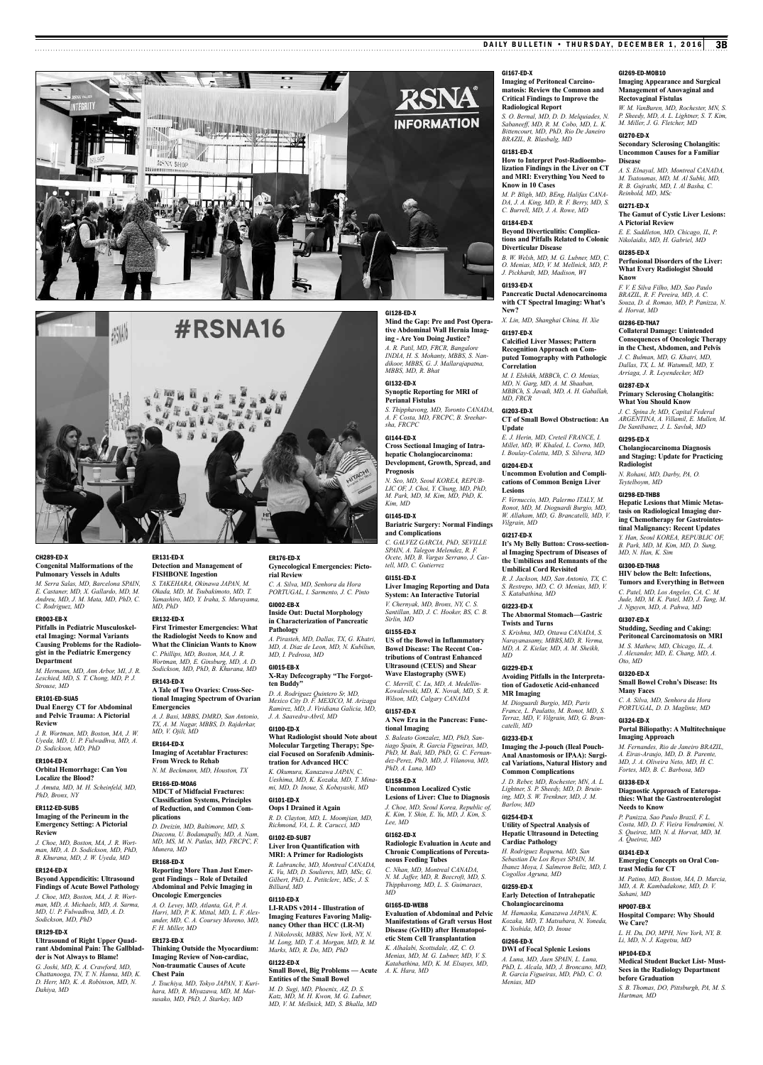**CH289-ED-X**
**Congenital Malformations of the Pulmonary Vessels in Adults**
*M. Serra Salas, MD, Barcelona SPAIN, E. Castaner, MD, X. Gallardo, MD, M. Andreu, MD, J. M. Mata, MD, PhD, C. C. Rodriguez, MD*

**ER003-EB-X**
**Pitfalls in Pediatric Musculoskeletal Imaging: Normal Variants Causing Problems for the Radiologist in the Pediatric Emergency Department**
*M. Hermann, MD, Ann Arbor, MI, J. R. Leschied, MD, S. T. Chong, MD, P. J. Strouse, MD*

**ER101-ED-SUA5**
**Dual Energy CT for Abdominal and Pelvic Trauma: A Pictorial Review**
*J. R. Wortman, MD, Boston, MA, J. W. Uyeda, MD, U. P. Fulwadhva, MD, A. D. Sodickson, MD, PhD*

**ER104-ED-X**
**Orbital Hemorrhage: Can You Localize the Blood?**
*J. Amuta, MD, M. H. Scheinfeld, MD, PhD, Bronx, NY*

**ER112-ED-SUB5**
**Imaging of the Perineum in the Emergency Setting: A Pictorial Review**
*J. Choe, MD, Boston, MA, J. R. Wortman, MD, A. D. Sodickson, MD, PhD, B. Khurana, MD, J. W. Uyeda, MD*

**ER124-ED-X**
**Beyond Appendicitis: Ultrasound Findings of Acute Bowel Pathology**
*J. Choe, MD, Boston, MA, J. R. Wortman, MD, A. Michaels, MD, A. Sarma, MD, U. P. Fulwadhva, MD, A. D. Sodickson, MD, PhD*

**ER129-ED-X**
**Ultrasound of Right Upper Quadrant Abdominal Pain: The Gallbladder is Not Always to Blame!**
*G. Joshi, MD, K. A. Crawford, MD, Chattanooga, TN, T. N. Hanna, MD, K. D. Herr, MD, K. A. Robinson, MD, N. Dahiya, MD*

**ER131-ED-X**
**Detection and Management of FISHBONE Ingestion**
*S. TAKEHARA, Okinawa JAPAN, M. Okada, MD, M. Tsubakimoto, MD, T. Yamashiro, MD, Y. Iraha, S. Murayama, MD, PhD*

**ER132-ED-X**
**First Trimester Emergencies: What the Radiologist Needs to Know and What the Clinician Wants to Know**
*C. Phillips, MD, Boston, MA, J. R. Wortman, MD, E. Ginsburg, MD, A. D. Sodickson, MD, PhD, B. Khurana, MD*

**ER143-ED-X**
**A Tale of Two Ovaries: Cross-Sectional Imaging Spectrum of Ovarian Emergencies**
*A. J. Baxi, MBBS, DMRD, San Antonio, TX, A. M. Nagar, MBBS, D. Rajderkar, MD, V. Ojili, MD*

**ER164-ED-X**
**Imaging of Acetablar Fractures: From Wreck to Rehab**
*N. M. Beckmann, MD, Houston, TX*

**ER166-ED-MOA6**
**MDCT of Midfacial Fractures: Classification Systems, Principles of Reduction, and Common Complications**
*D. Dreizin, MD, Baltimore, MD, S. Diaconu, U. Bodanapally, MD, A. Nam, MD, MS, M. N. Patlas, MD, FRCPC, F. Munera, MD*

**ER168-ED-X**
**Reporting More Than Just Emergent Findings – Role of Detailed Abdominal and Pelvic Imaging in Oncologic Emergencies**
*A. O. Levey, MD, Atlanta, GA, P. A. Harri, MD, P. K. Mittal, MD, L. F. Alexander, MD, C. A. Coursey Moreno, MD, F. H. Miller, MD*

**ER173-ED-X**
**Thinking Outside the Myocardium: Imaging Review of Non-cardiac, Non-traumatic Causes of Acute Chest Pain**
*J. Tsuchiya, MD, Tokyo JAPAN, Y. Kurihara, MD, R. Miyazawa, MD, M. Matsusako, MD, PhD, J. Starkey, MD*

**ER176-ED-X**
**Gynecological Emergencies: Pictorial Review**
*C. A. Silva, MD, Senhora da Hora PORTUGAL, I. Sarmento, J. C. Pinto*

**GI002-EB-X**
**Inside Out: Ductal Morphology in Characterization of Pancreatic Pathology**
*A. Pirasteh, MD, Dallas, TX, G. Khatri, MD, A. Diaz de Leon, MD, N. Kubiliun, MD, I. Pedrosa, MD*

**GI015-EB-X**
**X-Ray Defecography "The Forgotten Buddy"**
*D. A. Rodriguez Quintero Sr, MD, Mexico City D. F. MEXICO, M. Arizaga Ramirez, MD, J. Viridiana Galicia, MD, J. A. Saavedra-Abril, MD*

**GI100-ED-X**
**What Radiologist should Note about Molecular Targeting Therapy; Special Focused on Sorafenib Administration for Advanced HCC**
*K. Okumura, Kanazawa JAPAN, C. Ueshima, MD, K. Kozaka, MD, T. Minami, MD, D. Inoue, S. Kobayashi, MD*

**GI101-ED-X**
**Oops I Drained it Again**
*R. D. Clayton, MD, L. Moomjian, MD, Richmond, VA, L. R. Carucci, MD*

**GI102-ED-SUB7**
**Liver Iron Quantification with MRI: A Primer for Radiologists**
*R. Labranche, MD, Montreal CANADA, K. Vu, MD, D. Soulieres, MD, MSc, G. Gilbert, PhD, L. Petitclerc, MSc, J. S. Billiard, MD*

**GI110-ED-X**
**LI-RADS v2014 - Illustration of Imaging Features Favoring Malignancy Other than HCC (LR-M)**
*I. Nikolovski, MBBS, New York, NY, N. M. Long, MD, T. A. Morgan, MD, R. M. Marks, MD, R. Do, MD, PhD*

**GI122-ED-X**
**Small Bowel, Big Problems — Acute Entities of the Small Bowel**
*M. D. Sugi, MD, Phoenix, AZ, D. S. Katz, MD, M. H. Kwon, M. G. Lubner, MD, V. M. Mellnick, MD, S. Bhalla, MD*

**GI128-ED-X**
**Mind the Gap: Pre and Post Operative Abdominal Wall Hernia Imaging - Are You Doing Justice?**
*A. R. Patil, MD, FRCR, Bangalore INDIA, H. S. Mohanty, MBBS, S. Nandikoor, MBBS, G. J. Mallarajapatna, MBBS, MD, R. Bhat*

**GI132-ED-X**
**Synoptic Reporting for MRI of Perianal Fistulas**
*S. Thipphavong, MD, Toronto CANADA, A. F. Costa, MD, FRCPC, B. Sreeharsha, FRCPC*

**GI144-ED-X**
**Cross Sectional Imaging of Intrahepatic Cholangiocarcinoma: Development, Growth, Spread, and Prognosis**
*N. Seo, MD, Seoul KOREA, REPUBLIC OF, J. Choi, Y. Chung, MD, PhD, M. Park, MD, M. Kim, MD, PhD, K. Kim, MD*

**GI145-ED-X**
**Bariatric Surgery: Normal Findings and Complications**
*C. GALVEZ GARCIA, PhD, SEVILLE SPAIN, A. Talegon Melendez, R. F. Ocete, MD, B. Vargas Serrano, J. Castell, MD, C. Gutierrez*

**GI151-ED-X**
**Liver Imaging Reporting and Data System: An Interactive Tutorial**
*V. Chernyak, MD, Bronx, NY, C. S. Santillan, MD, J. C. Hooker, BS, C. B. Sirlin, MD*

**GI155-ED-X**
**US of the Bowel in Inflammatory Bowel Disease: The Recent Contributions of Contrast Enhanced Ultrasound (CEUS) and Shear Wave Elastography (SWE)**
*C. Merrill, C. Lu, MD, A. Medellin-Kowalewski, MD, K. Novak, MD, S. R. Wilson, MD, Calgary CANADA*

**GI157-ED-X**
**A New Era in the Pancreas: Functional Imaging**
*S. Baleato Gonzalez, MD, PhD, Santiago Spain, R. Garcia Figueiras, MD, PhD, M. Bali, MD, PhD, G. C. Fernandez-Perez, PhD, MD, J. Vilanova, MD, PhD, A. Luna, MD*

**GI158-ED-X**
**Uncommon Localized Cystic Lesions of Liver: Clue to Diagnosis**
*J. Choe, MD, Seoul Korea, Republic of, K. Kim, Y. Shin, E. Yu, MD, J. Kim, S. Lee, MD*

**GI162-ED-X**
**Radiologic Evaluation in Acute and Chronic Complications of Percutaneous Feeding Tubes**
*C. Nhan, MD, Montreal CANADA, N. M. Jaffer, MD, R. Beecroft, MD, S. Thipphavong, MD, L. S. Guimaraes, MD*

**GI165-ED-WEB8**
**Evaluation of Abdominal and Pelvic Manifestations of Graft versus Host Disease (GvHD) after Hematopoietic Stem Cell Transplantation**
*K. Alhalabi, Scottsdale, AZ, C. O. Menias, MD, M. G. Lubner, MD, V. S. Katabathina, MD, K. M. Elsayes, MD, A. K. Hara, MD*

**GI167-ED-X**
**Imaging of Peritoneal Carcinomatosis: Review the Common and Critical Findings to Improve the Radiological Report**
*S. O. Bernal, MD, D. D. Melquiades, N. Sabaneeff, MD, R. M. Cobo, MD, L. K. Bittencourt, MD, PhD, Rio De Janeiro BRAZIL, R. Blasbalg, MD*

**GI181-ED-X**
**How to Interpret Post-Radioembolization Findings in the Liver on CT and MRI: Everything You Need to Know in 10 Cases**
*M. P. Bligh, MD, BEng, Halifax CANADA, J. A. King, MD, R. F. Berry, MD, S. C. Burrell, MD, J. A. Rowe, MD*

**GI184-ED-X**
**Beyond Diverticulitis: Complications and Pitfalls Related to Colonic Diverticular Disease**
*B. W. Welsh, MD, M. G. Lubner, MD, C. O. Menias, MD, V. M. Mellnick, MD, P. J. Pickhardt, MD, Madison, WI*

**GI193-ED-X**
**Pancreatic Ductal Adenocarcinoma with CT Spectral Imaging: What's New?**
*X. Lin, MD, Shanghai China, H. Xie*

**GI197-ED-X**
**Calcified Liver Masses; Pattern Recognition Approach on Computed Tomography with Pathologic Correlation**
*M. I. Elshikh, MBBCh, C. O. Menias, MD, N. Garg, MD, A. M. Shaaban, MBBCh, S. Javadi, MD, A. H. Gaballah, MD, FRCR*

**GI203-ED-X**
**CT of Small Bowel Obstruction: An Update**
*E. J. Herin, MD, Creteil FRANCE, I. Millet, MD, W. Khaled, L. Corno, MD, I. Boulay-Coletta, MD, S. Silvera, MD*

**GI204-ED-X**
**Uncommon Evolution and Complications of Common Benign Liver Lesions**
*F. Vernuccio, MD, Palermo ITALY, M. Ronot, MD, M. Dioguardi Burgio, MD, W. Allaham, MD, G. Brancatelli, MD, V. Vilgrain, MD*

**GI217-ED-X**
**It's My Belly Button: Cross-sectional Imaging Spectrum of Diseases of the Umbilicus and Remnants of the Umbilical Cord Revisited**
*R. J. Jackson, MD, San Antonio, TX, C. S. Restrepo, MD, C. O. Menias, MD, V. S. Katabathina, MD*

**GI223-ED-X**
**The Abnormal Stomach—Gastric Twists and Turns**
*S. Krishna, MD, Ottawa CANADA, S. Narayanasamy, MBBS,MD, R. Verma, MD, A. Z. Kielar, MD, A. M. Sheikh, MD*

**GI229-ED-X**
**Avoiding Pitfalls in the Interpretation of Gadoxetic Acid-enhanced MR Imaging**
*M. Dioguardi Burgio, MD, Paris France, L. Paulatto, M. Ronot, MD, S. Terraz, MD, V. Vilgrain, MD, G. Brancatelli, MD*

**GI233-ED-X**
**Imaging the J-pouch (Ileal Pouch-Anal Anastomosis or IPAA): Surgical Variations, Natural History and Common Complications**
*J. D. Reber, MD, Rochester, MN, A. L. Lightner, S. P. Sheedy, MD, D. Bruining, MD, S. W. Trenkner, MD, J. M. Barlow, MD*

**GI254-ED-X**
**Utility of Spectral Analysis of Hepatic Ultrasound in Detecting Cardiac Pathology**
*H. Rodriguez Requena, MD, San Sebastian De Los Reyes SPAIN, M. Ibanez Moya, I. Salmeron Beliz, MD, I. Cogollos Agruna, MD*

**GI259-ED-X**
**Early Detection of Intrahepatic Cholangiocarcinoma**
*M. Hamaoka, Kanazawa JAPAN, K. Kozaka, MD, T. Matsubara, N. Yoneda, K. Yoshida, MD, D. Inoue*

**GI266-ED-X**
**DWI of Focal Splenic Lesions**
*A. Luna, MD, Jaen SPAIN, L. Luna, PhD, L. Alcala, MD, J. Broncano, MD, R. Garcia Figueiras, MD, PhD, C. O. Menias, MD*

**GI269-ED-MOB10**
**Imaging Appearance and Surgical Management of Anovaginal and Rectovaginal Fistulas**
*W. M. VanBuren, MD, Rochester, MN, S. P. Sheedy, MD, A. L. Lightner, S. T. Kim, M. Miller, J. G. Fletcher, MD*

**GI270-ED-X**
**Secondary Sclerosing Cholangitis: Uncommon Causes for a Familiar Disease**
*A. S. Elnayal, MD, Montreal CANADA, M. Tsatoumas, MD, M. Al Subhi, MD, R. B. Gujrathi, MD, I. Al Basha, C. Reinhold, MD, MSc*

**GI271-ED-X**
**The Gamut of Cystic Liver Lesions: A Pictorial Review**
*E. E. Saddleton, MD, Chicago, IL, P. Nikolaidis, MD, H. Gabriel, MD*

**GI285-ED-X**
**Perfusional Disorders of the Liver: What Every Radiologist Should Know**
*F. V. E Silva Filho, MD, Sao Paulo BRAZIL, R. F. Pereira, MD, A. C. Souza, D. d. Romao, MD, P. Panizza, N. d. Horvat, MD*

**GI286-ED-THA7**
**Collateral Damage: Unintended Consequences of Oncologic Therapy in the Chest, Abdomen, and Pelvis**
*J. C. Bulman, MD, G. Khatri, MD, Dallas, TX, L. M. Watumull, MD, Y. Arriaga, J. R. Leyendecker, MD*

**GI287-ED-X**
**Primary Sclerosing Cholangitis: What You Should Know**
*J. C. Spina Jr, MD, Capital Federal ARGENTINA, A. Villamil, E. Mullen, M. De Santibanez, J. L. Savluk, MD*

**GI295-ED-X**
**Cholangiocarcinoma Diagnosis and Staging: Update for Practicing Radiologist**
*N. Rohani, MD, Darby, PA, O. Teytelboym, MD*

**GI298-ED-THB8**
**Hepatic Lesions that Mimic Metastasis on Radiological Imaging during Chemotherapy for Gastrointestinal Malignancy: Recent Updates**
*Y. Han, Seoul KOREA, REPUBLIC OF, B. Park, MD, M. Kim, MD, D. Sung, MD, N. Han, K. Sim*

**GI300-ED-THA8**
**HIV below the Belt: Infections, Tumors and Everything in Between**
*C. Patel, MD, Los Angeles, CA, C. M. Jude, MD, M. K. Patel, MD, J. Tang, M. J. Nguyen, MD, A. Pahwa, MD*

**GI307-ED-X**
**Studding, Seeding and Caking: Peritoneal Carcinomatosis on MRI**
*M. S. Mathew, MD, Chicago, IL, A. J. Alexander, MD, E. Chang, MD, A. Oto, MD*

**GI320-ED-X**
**Small Bowel Crohn's Disease: Its Many Faces**
*C. A. Silva, MD, Senhora da Hora PORTUGAL, D. D. Maglinte, MD*

**GI324-ED-X**
**Portal Biliopathy: A Multitechnique Imaging Approach**
*M. Fernandes, Rio de Janeiro BRAZIL, A. Eiras-Araujo, MD, D. B. Parente, MD, J. A. Oliveira Neto, MD, H. C. Fortes, MD, B. C. Barbosa, MD*

**GI338-ED-X**
**Diagnostic Approach of Enteropathies: What the Gastroenterologist Needs to Know**
*P. Panizza, Sao Paulo Brazil, F. L. Costa, MD, D. F. Vieira Vendramini, N. S. Queiroz, MD, N. d. Horvat, MD, M. A. Queiroz, MD*

**GI341-ED-X**
**Emerging Concepts on Oral Contrast Media for CT**
*M. Patino, MD, Boston, MA, D. Murcia, MD, A. R. Kambadakone, MD, D. V. Sahani, MD*

**HP007-EB-X**
**Hospital Compare: Why Should We Care?**
*L. H. Du, DO, MPH, New York, NY, B. Li, MD, N. J. Kagetsu, MD*

**HP104-ED-X**
**Medical Student Bucket List- Must-Sees in the Radiology Department before Graduation**
*S. B. Thomas, DO, Pittsburgh, PA, M. S. Hartman, MD*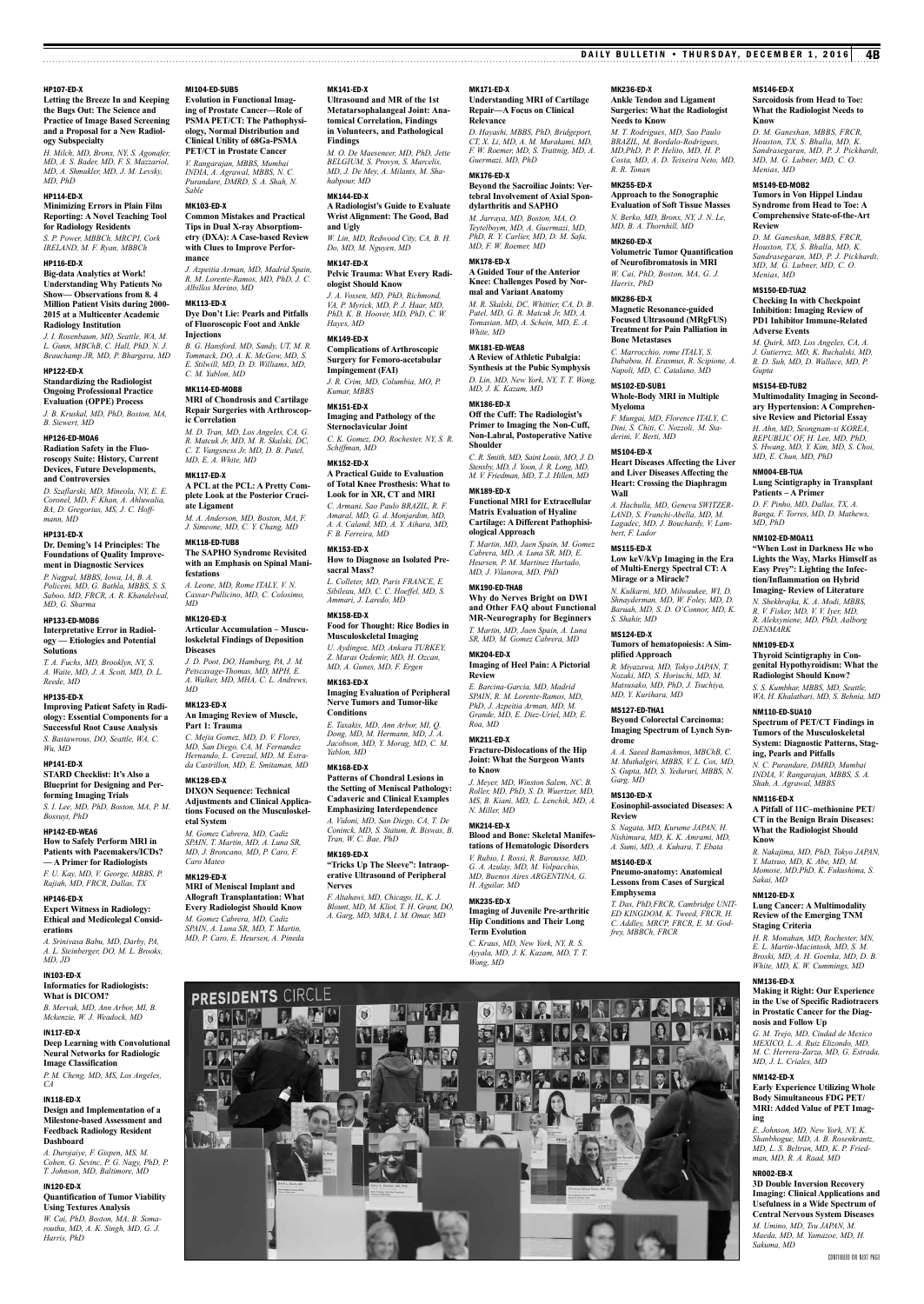**HP107-ED-X**
**Letting the Breeze In and Keeping the Bugs Out: The Science and Practice of Image Based Screening and a Proposal for a New Radiology Subspecialty**
*H. Milch, MD, Bronx, NY, S. Agonafer, MD, A. S. Bader, MD, F. S. Mazzariol, MD, A. Shmukler, MD, J. M. Levsky, MD, PhD*

**HP114-ED-X**
**Minimizing Errors in Plain Film Reporting: A Novel Teaching Tool for Radiology Residents**
*S. P. Power, MBBCh, MRCPI, Cork IRELAND, M. F. Ryan, MBBCh*

**HP116-ED-X**
**Big-data Analytics at Work! Understanding Why Patients No Show— Observations from 8. 4 Million Patient Visits during 2000-2015 at a Multicenter Academic Radiology Institution**
*J. I. Rosenbaum, MD, Seattle, WA, M. L. Gunn, MBChB, C. Hall, PhD, N. J. Beauchamp JR, MD, P. Bhargava, MD*

**HP122-ED-X**
**Standardizing the Radiologist Ongoing Professional Practice Evaluation (OPPE) Process**
*J. B. Kruskal, MD, PhD, Boston, MA, B. Siewert, MD*

**HP126-ED-MOA6**
**Radiation Safety in the Fluoroscopy Suite: History, Current Devices, Future Developments, and Controversies**
*D. Szaflarski, MD, Mineola, NY, E. E. Coronel, MD, F. Khan, A. Ahluwalia, BA, D. Gregorius, MS, J. C. Hoffmann, MD*

**HP131-ED-X**
**Dr. Deming's 14 Principles: The Foundations of Quality Improvement in Diagnostic Services**
*P. Nagpal, MBBS, Iowa, IA, B. A. Policeni, MD, G. Bathla, MBBS, S. S. Saboo, MD, FRCR, A. R. Khandelwal, MD, G. Sharma*

**HP133-ED-MOB6**
**Interpretative Error in Radiology — Etiologies and Potential Solutions**
*T. A. Fuchs, MD, Brooklyn, NY, S. A. Waite, MD, J. A. Scott, MD, D. L. Reede, MD*

**HP135-ED-X**
**Improving Patient Safety in Radiology: Essential Components for a Successful Root Cause Analysis**
*S. Bastawrous, DO, Seattle, WA, C. Wu, MD*

**HP141-ED-X**
**STARD Checklist: It's Also a Blueprint for Designing and Performing Imaging Trials**
*S. I. Lee, MD, PhD, Boston, MA, P. M. Bossuyt, PhD*

**HP142-ED-WEA6**
**How to Safely Perform MRI in Patients with Pacemakers/ICDs? — A Primer for Radiologists**
*F. U. Kay, MD, V. George, MBBS, P. Rajiah, MD, FRCR, Dallas, TX*

**HP146-ED-X**
**Expert Witness in Radiology: Ethical and Medicolegal Considerations**
*A. Srinivasa Babu, MD, Darby, PA, A. L. Steinberger, DO, M. L. Brooks, MD, JD*

**IN103-ED-X**
**Informatics for Radiologists: What is DICOM?**
*B. Mervak, MD, Ann Arbor, MI, B. Mckenzie, W. J. Weadock, MD*

**IN117-ED-X**
**Deep Learning with Convolutional Neural Networks for Radiologic Image Classification**
*P. M. Cheng, MD, MS, Los Angeles, CA*

**IN118-ED-X**
**Design and Implementation of a Milestone-based Assessment and Feedback Radiology Resident Dashboard**
*A. Durojaiye, F. Gispen, MS, M. Cohen, G. Sevinc, P. G. Nagy, PhD, P. T. Johnson, MD, Baltimore, MD*

**IN120-ED-X**
**Quantification of Tumor Viability Using Textures Analysis**
*W. Cai, PhD, Boston, MA, B. Somarouthu, MD, A. K. Singh, MD, G. J. Harris, PhD*

**MI104-ED-SUB5**
**Evolution in Functional Imaging of Prostate Cancer—Role of PSMA PET/CT: The Pathophysiology, Normal Distribution and Clinical Utility of 68Ga-PSMA PET/CT in Prostate Cancer**
*V. Rangarajan, MBBS, Mumbai INDIA, A. Agrawal, MBBS, N. C. Purandare, DMRD, S. A. Shah, N. Sable*

**MK103-ED-X**
**Common Mistakes and Practical Tips in Dual X-ray Absorptiometry (DXA): A Case-based Review with Clues to Improve Performance**
*J. Azpeitia Arman, MD, Madrid Spain, R. M. Lorente-Ramos, MD, PhD, J. C. Albillos Merino, MD*

**MK113-ED-X**
**Dye Don't Lie: Pearls and Pitfalls of Fluoroscopic Foot and Ankle Injections**
*B. G. Hansford, MD, Sandy, UT, M. R. Tommack, DO, A. K. McGow, MD, S. E. Stilwill, MD, D. D. Williams, MD, C. M. Yablon, MD*

**MK114-ED-MOB8**
**MRI of Chondrosis and Cartilage Repair Surgeries with Arthroscopic Correlation**
*M. D. Tran, MD, Los Angeles, CA, G. R. Matcuk Jr, MD, M. R. Skalski, DC, C. T. Vangsness Jr, MD, D. B. Patel, MD, E. A. White, MD*

**MK117-ED-X**
**A PCL at the PCL: A Pretty Complete Look at the Posterior Cruciate Ligament**
*M. A. Anderson, MD, Boston, MA, F. J. Simeone, MD, C. Y. Chang, MD*

**MK118-ED-TUB8**
**The SAPHO Syndrome Revisited with an Emphasis on Spinal Manifestations**
*A. Leone, MD, Rome ITALY, V. N. Cassar-Pullicino, MD, C. Colosimo, MD*

**MK120-ED-X**
**Articular Accumulation – Musculoskeletal Findings of Deposition Diseases**
*J. D. Poot, DO, Hamburg, PA, J. M. Petscavage-Thomas, MD, MPH, E. A. Walker, MD, MHA, C. L. Andrews, MD*

**MK123-ED-X**
**An Imaging Review of Muscle, Part 1: Trauma**
*C. Mejia Gomez, MD, D. V. Flores, MD, San Diego, CA, M. Fernandez Hernando, L. Cerezal, MD, M. Estrada Castrillon, MD, E. Smitaman, MD*

**MK128-ED-X**
**DIXON Sequence: Technical Adjustments and Clinical Applications Focused on the Musculoskeletal System**
*M. Gomez Cabrera, MD, Cadiz SPAIN, T. Martin, MD, A. Luna SR, MD, J. Broncano, MD, P. Caro, F. Caro Mateo*

**MK129-ED-X**
**MRI of Meniscal Implant and Allograft Transplantation: What Every Radiologist Should Know**
*M. Gomez Cabrera, MD, Cadiz SPAIN, A. Luna SR, MD, T. Martin, MD, P. Caro, E. Heursen, A. Pineda*

**MK141-ED-X**
**Ultrasound and MR of the 1st Metatarsophalangeal Joint: Anatomical Correlation, Findings in Volunteers, and Pathological Findings**
*M. O. De Maeseneer, MD, PhD, Jette BELGIUM, S. Provyn, S. Marcelis, MD, J. De Mey, A. Milants, M. Shahabpour, MD*

**MK144-ED-X**
**A Radiologist's Guide to Evaluate Wrist Alignment: The Good, Bad and Ugly**
*W. Lin, MD, Redwood City, CA, B. H. Do, MD, M. Nguyen, MD*

**MK147-ED-X**
**Pelvic Trauma: What Every Radiologist Should Know**
*J. A. Vossen, MD, PhD, Richmond, VA, P. Myrick, MD, P. J. Haar, MD, PhD, K. B. Hoover, MD, PhD, C. W. Hayes, MD*

**MK149-ED-X**
**Complications of Arthroscopic Surgery for Femoro-acetabular Impingement (FAI)**
*J. R. Crim, MD, Columbia, MO, P. Kumar, MBBS*

**MK151-ED-X**
**Imaging and Pathology of the Sternoclavicular Joint**
*C. K. Gomez, DO, Rochester, NY, S. R. Schiffman, MD*

**MK152-ED-X**
**A Practical Guide to Evaluation of Total Knee Prosthesis: What to Look for in XR, CT and MRI**
*C. Armani, Sao Paulo BRAZIL, R. F. Amaral, MD, G. d. Monjardim, MD, A. A. Caland, MD, A. Y. Aihara, MD, F. B. Ferreira, MD*

**MK153-ED-X**
**How to Diagnose an Isolated Presacral Mass?**
*L. Colleter, MD, Paris FRANCE, E. Sibileau, MD, C. C. Hoeffel, MD, S. Ammari, J. Laredo, MD*

**MK158-ED-X**
**Food for Thought: Rice Bodies in Musculoskeletal Imaging**
*U. Aydingoz, MD, Ankara TURKEY, Z. Maras Ozdemir, MD, H. Ozcan, MD, A. Gunes, MD, F. Ergen*

**MK163-ED-X**
**Imaging Evaluation of Peripheral Nerve Tumors and Tumor-like Conditions**
*E. Taxakis, MD, Ann Arbor, MI, Q. Dong, MD, M. Hermann, MD, J. A. Jacobson, MD, Y. Morag, MD, C. M. Yablon, MD*

**MK168-ED-X**
**Patterns of Chondral Lesions in the Setting of Meniscal Pathology: Cadaveric and Clinical Examples Emphasizing Interdependence**
*A. Vidoni, MD, San Diego, CA, T. De Coninck, MD, S. Statum, R. Biswas, B. Tran, W. C. Bae, PhD*

**MK169-ED-X**
**"Tricks Up The Sleeve": Intraoperative Ultrasound of Peripheral Nerves**
*F. Altahawi, MD, Chicago, IL, K. J. Blount, MD, M. Kliot, T. H. Grant, DO, A. Garg, MD, MBA, I. M. Omar, MD*

**MK171-ED-X**
**Understanding MRI of Cartilage Repair—A Focus on Clinical Relevance**
*D. Hayashi, MBBS, PhD, Bridgeport, CT, X. Li, MD, A. M. Murakami, MD, F. W. Roemer, MD, S. Trattnig, MD, A. Guermazi, MD, PhD*

**MK176-ED-X**
**Beyond the Sacroiliac Joints: Vertebral Involvement of Axial Spondyloarthritis and SAPHO**
*M. Jarraya, MD, Boston, MA, O. Teytelboym, MD, A. Guermazi, MD, PhD, R. Y. Carlier, MD, D. M. Safa, MD, F. W. Roemer, MD*

**MK178-ED-X**
**A Guided Tour of the Anterior Knee: Challenges Posed by Normal and Variant Anatomy**
*M. R. Skalski, DC, Whittier, CA, D. B. Patel, MD, G. R. Matcuk Jr, MD, A. Tomasian, MD, A. Schein, MD, E. A. White, MD*

**MK181-ED-WEA8**
**A Review of Athletic Pubalgia: Synthesis at the Pubic Symphysis**
*D. Lin, MD, New York, NY, T. T. Wong, MD, J. K. Kazam, MD*

**MK186-ED-X**
**Off the Cuff: The Radiologist's Primer to Imaging the Non-Cuff, Non-Labral, Postoperative Native Shoulder**
*C. R. Smith, MD, Saint Louis, MO, J. D. Stensby, MD, J. Yoon, J. R. Long, MD, M. V. Friedman, MD, T. J. Hillen, MD*

**MK189-ED-X**
**Functional MRI for Extracellular Matrix Evaluation of Hyaline Cartilage: A Different Pathophysiological Approach**
*T. Martin, MD, Jaen Spain, M. Gomez Cabrera, MD, A. Luna SR, MD, E. Heursen, P. M. Martinez Hurtado, MD, J. Vilanova, MD, PhD*

**MK190-ED-THA8**
**Why do Nerves Bright on DWI and Other FAQ about Functional MR-Neurography for Beginners**
*T. Martin, MD, Jaen Spain, A. Luna SR, MD, M. Gomez Cabrera, MD*

**MK204-ED-X**
**Imaging of Heel Pain: A Pictorial Review**
*E. Barcina-Garcia, MD, Madrid SPAIN, R. M. Lorente-Ramos, MD, PhD, J. Azpeitia Arman, MD, M. Grande, MD, E. Diez-Uriel, MD, E. Roa, MD*

**MK211-ED-X**
**Fracture-Dislocations of the Hip Joint: What the Surgeon Wants to Know**
*J. Meyer, MD, Winston Salem, NC, B. Roller, MD, PhD, S. D. Wuertzer, MD, MS, B. Kiani, MD, L. Lenchik, MD, A. N. Miller, MD*

**MK214-ED-X**
**Blood and Bone: Skeletal Manifestations of Hematologic Disorders**
*V. Rubio, I. Rossi, R. Barousse, MD, G. A. Azulay, MD, M. Volpacchio, MD, Buenos Aires ARGENTINA, G. H. Aguilar, MD*

**MK235-ED-X**
**Imaging of Juvenile Pre-arthritic Hip Conditions and Their Long Term Evolution**
*C. Kraus, MD, New York, NY, R. S. Ayyala, MD, J. K. Kazam, MD, T. T. Wong, MD*

**MK236-ED-X**
**Ankle Tendon and Ligament Surgeries: What the Radiologist Needs to Know**
*M. T. Rodrigues, MD, Sao Paulo BRAZIL, M. Bordalo-Rodrigues, MD,PhD, P. P. Helito, MD, H. P. Costa, MD, A. D. Teixeira Neto, MD, R. R. Tonan*

**MK255-ED-X**
**Approach to the Sonographic Evaluation of Soft Tissue Masses**
*N. Berko, MD, Bronx, NY, J. N. Le, MD, B. A. Thornhill, MD*

**MK260-ED-X**
**Volumetric Tumor Quantification of Neurofibromatosis in MRI**
*W. Cai, PhD, Boston, MA, G. J. Harris, PhD*

**MK286-ED-X**
**Magnetic Resonance-guided Focused Ultrasound (MRgFUS) Treatment for Pain Palliation in Bone Metastases**
*C. Marrocchio, rome ITALY, S. Dababou, H. Erasmus, R. Scipione, A. Napoli, MD, C. Catalano, MD*

**MS102-ED-SUB1**
**Whole-Body MRI in Multiple Myeloma**
*F. Mungai, MD, Florence ITALY, C. Dini, S. Chiti, C. Nozzoli, M. Staderini, V. Berti, MD*

**MS104-ED-X**
**Heart Diseases Affecting the Liver and Liver Diseases Affecting the Heart: Crossing the Diaphragm Wall**
*A. Hachulla, MD, Geneva SWITZERLAND, S. Franchi-Abella, MD, M. Lagadec, MD, J. Bouchardy, V. Lambert, F. Lador*

**MS115-ED-X**
**Low keV/kVp Imaging in the Era of Multi-Energy Spectral CT: A Mirage or a Miracle?**
*N. Kulkarni, MD, Milwaukee, WI, D. Shnayderman, MD, W. Foley, MD, D. Baruah, MD, S. D. O'Connor, MD, K. S. Shahir, MD*

**MS124-ED-X**
**Tumors of hematopoiesis: A Simplified Approach**
*R. Miyazawa, MD, Tokyo JAPAN, T. Nozaki, MD, S. Horiuchi, MD, M. Matsusako, MD, PhD, J. Tsuchiya, MD, Y. Kurihara, MD*

**MS127-ED-THA1**
**Beyond Colorectal Carcinoma: Imaging Spectrum of Lynch Syndrome**
*A. A. Saeed Bamashmos, MBChB, C. M. Muthalgiri, MBBS, V. L. Cox, MD, S. Gupta, MD, S. Yedururi, MBBS, N. Garg, MD*

**MS130-ED-X**
**Eosinophil-associated Diseases: A Review**
*S. Nagata, MD, Kurume JAPAN, H. Nishimura, MD, K. K. Amrami, MD, A. Sumi, MD, A. Kuhara, T. Ebata*

**MS140-ED-X**
**Pneumo-anatomy: Anatomical Lessons from Cases of Surgical Emphysema**
*T. Das, PhD,FRCR, Cambridge UNITED KINGDOM, K. Tweed, FRCR, H. C. Addley, MRCP, FRCR, E. M. Godfrey, MBBCh, FRCR*

**MS146-ED-X**
**Sarcoidosis from Head to Toe: What the Radiologist Needs to Know**
*D. M. Ganeshan, MBBS, FRCR, Houston, TX, S. Bhalla, MD, K. Sandrasegaran, MD, P. J. Pickhardt, MD, M. G. Lubner, MD, C. O. Menias, MD*

**MS149-ED-MOB2**
**Tumors in Von Hippel Lindau Syndrome from Head to Toe: A Comprehensive State-of-the-Art Review**
*D. M. Ganeshan, MBBS, FRCR, Houston, TX, S. Bhalla, MD, K. Sandrasegaran, MD, P. J. Pickhardt, MD, M. G. Lubner, MD, C. O. Menias, MD*

**MS150-ED-TUA2**
**Checking In with Checkpoint Inhibition: Imaging Review of PD1 Inhibitor Immune-Related Adverse Events**
*M. Quirk, MD, Los Angeles, CA, A. J. Gutierrez, MD, K. Ruchalski, MD, R. D. Suh, MD, D. Wallace, MD, P. Gupta*

**MS154-ED-TUB2**
**Multimodality Imaging in Secondary Hypertension: A Comprehensive Review and Pictorial Essay**
*H. Ahn, MD, Seongnam-si KOREA, REPUBLIC OF, H. Lee, MD, PhD, S. Hwang, MD, Y. Kim, MD, S. Choi, MD, E. Chun, MD, PhD*

**NM004-EB-TUA**
**Lung Scintigraphy in Transplant Patients – A Primer**
*D. F. Pinho, MD, Dallas, TX, A. Banga, F. Torres, MD, D. Mathews, MD, PhD*

**NM102-ED-MOA11**
**"When Lost in Darkness He who Lights the Way, Marks Himself as Easy Prey": Lighting the Infection/Inflammation on Hybrid Imaging- Review of Literature**
*N. Shekhrajka, K. A. Modi, MBBS, R. V. Fisker, MD, V. V. Iyer, MD, R. Aleksyniene, MD, PhD, Aalborg DENMARK*

**NM109-ED-X**
**Thyroid Scintigraphy in Congenital Hypothyroidism: What the Radiologist Should Know?**
*S. S. Kumbhar, MBBS, MD, Seattle, WA, H. Khalatbari, MD, S. Behnia, MD*

**NM110-ED-SUA10**
**Spectrum of PET/CT Findings in Tumors of the Musculoskeletal System: Diagnostic Patterns, Staging, Pearls and Pitfalls**
*N. C. Purandare, DMRD, Mumbai INDIA, V. Rangarajan, MBBS, S. A. Shah, A. Agrawal, MBBS*

**NM116-ED-X**
**A Pitfall of 11C–methionine PET/CT in the Benign Brain Diseases: What the Radiologist Should Know**
*R. Nakajima, MD, PhD, Tokyo JAPAN, Y. Matsuo, MD, K. Abe, MD, M. Momose, MD,PhD, K. Fukushima, S. Sakai, MD*

**NM120-ED-X**
**Lung Cancer: A Multimodality Review of the Emerging TNM Staging Criteria**
*H. R. Monahan, MD, Rochester, MN, E. L. Martin-Macintosh, MD, S. M. Broski, MD, A. H. Goenka, MD, D. B. White, MD, K. W. Cummings, MD*

**NM136-ED-X**
**Making it Right: Our Experience in the Use of Specific Radiotracers in Prostatic Cancer for the Diagnosis and Follow Up**
*G. M. Trejo, MD, Ciudad de Mexico MEXICO, L. A. Ruiz Elizondo, MD, M. C. Herrera-Zarza, MD, G. Estrada, MD, J. L. Criales, MD*

**NM142-ED-X**
**Early Experience Utilizing Whole Body Simultaneous FDG PET/MRI: Added Value of PET Imaging**
*E. Johnson, MD, New York, NY, K. Shanbhogue, MD, A. B. Rosenkrantz, MD, L. S. Beltran, MD, K. P. Friedman, MD, R. A. Raad, MD*

**NR002-EB-X**
**3D Double Inversion Recovery Imaging: Clinical Applications and Usefulness in a Wide Spectrum of Central Nervous System Diseases**
*M. Umino, MD, Tsu JAPAN, M. Maeda, MD, M. Yamazoe, MD, H. Sakuma, MD*

CONTINUED ON NEXT PAGE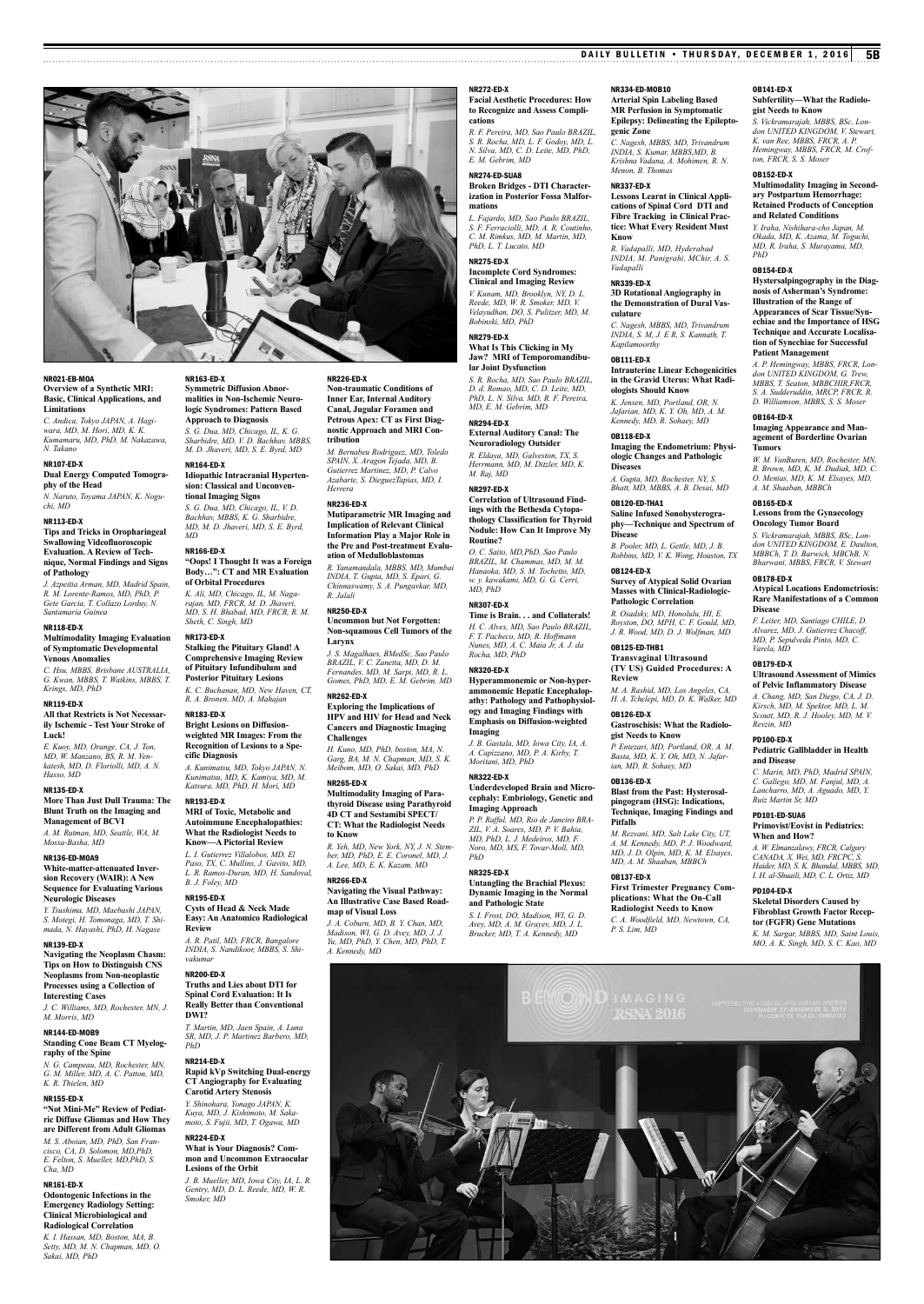**NR021-EB-MOA**
**Overview of a Synthetic MRI: Basic, Clinical Applications, and Limitations**
*C. Andica, Tokyo JAPAN, A. Hagiwara, MD, M. Hori, MD, K. K. Kumamaru, MD, PhD, M. Nakazawa, N. Takano*

**NR107-ED-X**
**Dual Energy Computed Tomography of the Head**
*N. Naruto, Toyama JAPAN, K. Noguchi, MD*

**NR113-ED-X**
**Tips and Tricks in Oropharingeal Swallowing Videofluoroscopic Evaluation. A Review of Technique, Normal Findings and Signs of Pathology**
*J. Azpeitia Arman, MD, Madrid Spain, R. M. Lorente-Ramos, MD, PhD, P. Gete Garcia, T. Collazo Lorduy, N. Santamaria Guinea*

**NR118-ED-X**
**Multimodality Imaging Evaluation of Symptomatic Developmental Venous Anomalies**
*C. Hsu, MBBS, Brisbane AUSTRALIA, G. Kwan, MBBS, T. Watkins, MBBS, T. Krings, MD, PhD*

**NR119-ED-X**
**All that Restricts is Not Necessarily Ischemic - Test Your Stroke of Luck!**
*E. Kuoy, MD, Orange, CA, J. Ton, MD, W. Manzano, BS, R. M. Venkatesh, MD, D. Floriolli, MD, A. N. Hasso, MD*

**NR135-ED-X**
**More Than Just Dull Trauma: The Blunt Truth on the Imaging and Management of BCVI**
*A. M. Rutman, MD, Seattle, WA, M. Mossa-Basha, MD*

**NR136-ED-MOA9**
**White-matter-attenuated Inversion Recovery (WAIR): A New Sequence for Evaluating Various Neurologic Diseases**
*Y. Tsushima, MD, Maebashi JAPAN, S. Motegi, H. Tomonaga, MD, T. Shimada, N. Hayashi, PhD, H. Nagase*

**NR139-ED-X**
**Navigating the Neoplasm Chasm: Tips on How to Distinguish CNS Neoplasms from Non-neoplastic Processes using a Collection of Interesting Cases**
*J. C. Williams, MD, Rochester, MN, J. M. Morris, MD*

**NR144-ED-MOB9**
**Standing Cone Beam CT Myelography of the Spine**
*N. G. Campeau, MD, Rochester, MN, G. M. Miller, MD, A. C. Patton, MD, K. R. Thielen, MD*

**NR155-ED-X**
**"Not Mini-Me" Review of Pediatric Diffuse Gliomas and How They are Different from Adult Gliomas**
*M. S. Aboian, MD, PhD, San Francisco, CA, D. Solomon, MD,PhD, E. Felton, S. Mueller, MD,PhD, S. Cha, MD*

**NR161-ED-X**
**Odontogenic Infections in the Emergency Radiology Setting: Clinical Microbiological and Radiological Correlation**
*K. I. Hassan, MD, Boston, MA, B. Setty, MD, M. N. Chapman, MD, O. Sakai, MD, PhD*

**NR163-ED-X**
**Symmetric Diffusion Abnormalities in Non-Ischemic Neurologic Syndromes: Pattern Based Approach to Diagnosis**
*S. G. Dua, MD, Chicago, IL, K. G. Sharbidre, MD, V. D. Bachhav, MBBS, M. D. Jhaveri, MD, S. E. Byrd, MD*

**NR164-ED-X**
**Idiopathic Intracranial Hypertension: Classical and Unconventional Imaging Signs**
*S. G. Dua, MD, Chicago, IL, V. D. Bachhav, MBBS, K. G. Sharbidre, MD, M. D. Jhaveri, MD, S. E. Byrd, MD*

**NR166-ED-X**
**"Oops! I Thought It was a Foreign Body…": CT and MR Evaluation of Orbital Procedures**
*K. Ali, MD, Chicago, IL, M. Nagarajan, MD, FRCR, M. D. Jhaveri, MD, S. H. Bhabad, MD, FRCR, R. M. Sheth, C. Singh, MD*

**NR173-ED-X**
**Stalking the Pituitary Gland! A Comprehensive Imaging Review of Pituitary Infundibulum and Posterior Pituitary Lesions**
*K. C. Buchanan, MD, New Haven, CT, R. A. Bronen, MD, A. Mahajan*

**NR183-ED-X**
**Bright Lesions on Diffusion-weighted MR Images: From the Recognition of Lesions to a Specific Diagnosis**
*A. Kunimatsu, MD, Tokyo JAPAN, N. Kunimatsu, MD, K. Kamiya, MD, M. Katsura, MD, PhD, H. Mori, MD*

**NR193-ED-X**
**MRI of Toxic, Metabolic and Autoimmune Encephalopathies: What the Radiologist Needs to Know—A Pictorial Review**
*L. I. Gutierrez Villalobos, MD, El Paso, TX, C. Mullins, J. Gavito, MD, L. R. Ramos-Duran, MD, H. Sandoval, B. J. Foley, MD*

**NR195-ED-X**
**Cysts of Head & Neck Made Easy: An Anatomico Radiological Review**
*A. R. Patil, MD, FRCR, Bangalore INDIA, S. Nandikoor, MBBS, S. Shivakumar*

**NR200-ED-X**
**Truths and Lies about DTI for Spinal Cord Evaluation: It Is Really Better than Conventional DWI?**
*T. Martin, MD, Jaen Spain, A. Luna SR, MD, J. P. Martinez Barbero, MD, PhD*

**NR214-ED-X**
**Rapid kVp Switching Dual-energy CT Angiography for Evaluating Carotid Artery Stenosis**
*Y. Shinohara, Yonago JAPAN, K. Kuya, MD, J. Kishimoto, M. Sakamoto, S. Fujii, MD, T. Ogawa, MD*

**NR224-ED-X**
**What is Your Diagnosis? Common and Uncommon Extraocular Lesions of the Orbit**
*J. B. Mueller, MD, Iowa City, IA, L. R. Gentry, MD, D. L. Reede, MD, W. R. Smoker, MD*

**NR226-ED-X**
**Non-traumatic Conditions of Inner Ear, Internal Auditory Canal, Jugular Foramen and Petrous Apex: CT as First Diagnostic Approach and MRI Contribution**
*M. Bernabeu Rodriguez, MD, Toledo SPAIN, X. Aragon Tejada, MD, B. Gutierrez Martinez, MD, P. Calvo Azabarte, S. DieguezTapias, MD, I. Herrera*

**NR236-ED-X**
**Mutiparametric MR Imaging and Implication of Relevant Clinical Information Play a Major Role in the Pre and Post-treatment Evaluation of Medulloblastomas**
*R. Yanamandala, MBBS, MD, Mumbai INDIA, T. Gupta, MD, S. Epari, G. Chinnaswamy, S. A. Pungavkar, MD, R. Jalali*

**NR250-ED-X**
**Uncommon but Not Forgotten: Non-squamous Cell Tumors of the Larynx**
*J. S. Magalhaes, BMedSc, Sao Paulo BRAZIL, V. C. Zanetta, MD, D. M. Fernandes, MD, M. Sarpi, MD, R. L. Gomes, PhD, MD, E. M. Gebrim, MD*

**NR262-ED-X**
**Exploring the Implications of HPV and HIV for Head and Neck Cancers and Diagnostic Imaging Challenges**
*H. Kuno, MD, PhD, boston, MA, N. Garg, BA, M. N. Chapman, MD, S. K. Meibom, MD, O. Sakai, MD, PhD*

**NR265-ED-X**
**Multimodality Imaging of Parathyroid Disease using Parathyroid 4D CT and Sestamibi SPECT/CT: What the Radiologist Needs to Know**
*R. Yeh, MD, New York, NY, J. N. Stember, MD, PhD, E. C. Coronel, MD, J. A. Lee, MD, E. K. Kazam, MD*

**NR266-ED-X**
**Navigating the Visual Pathway: An Illustrative Case Based Roadmap of Visual Loss**
*J. A. Coburn, MD, B. Y. Chan, MD, Madison, WI, G. D. Avey, MD, J. J. Yu, MD, PhD, Y. Chen, MD, PhD, T. A. Kennedy, MD*

**NR272-ED-X**
**Facial Aesthetic Procedures: How to Recognize and Assess Complications**
*R. F. Pereira, MD, Sao Paulo BRAZIL, S. R. Rocha, MD, L. F. Godoy, MD, L. N. Silva, MD, C. D. Leite, MD, PhD, E. M. Gebrim, MD*

**NR274-ED-SUA8**
**Broken Bridges - DTI Characterization in Posterior Fossa Malformations**
*L. Fajardo, MD, Sao Paulo BRAZIL, S. F. Ferraciolli, MD, A. R. Coutinho, C. M. Rimkus, MD, M. Martin, MD, PhD, L. T. Lucato, MD*

**NR275-ED-X**
**Incomplete Cord Syndromes: Clinical and Imaging Review**
*V. Kunam, MD, Brooklyn, NY, D. L. Reede, MD, W. R. Smoker, MD, V. Velayudhan, DO, S. Pulitzer, MD, M. Bobinski, MD, PhD*

**NR279-ED-X**
**What Is This Clicking in My Jaw? MRI of Temporomandibular Joint Dysfunction**
*S. R. Rocha, MD, Sao Paulo BRAZIL, D. d. Romao, MD, C. D. Leite, MD, PhD, L. N. Silva, MD, R. F. Pereira, MD, E. M. Gebrim, MD*

**NR294-ED-X**
**External Auditory Canal: The Neuroradiology Outsider**
*R. Eldaya, MD, Galveston, TX, S. Herrmann, MD, M. Ditzler, MD, K. M. Raj, MD*

**NR297-ED-X**
**Correlation of Ultrasound Findings with the Bethesda Cytopathology Classification for Thyroid Nodule: How Can It Improve My Routine?**
*O. C. Saito, MD,PhD, Sao Paulo BRAZIL, M. Chammas, MD, M. M. Hanaoka, MD, S. M. Tochetto, MD, w. y. kawakami, MD, G. G. Cerri, MD, PhD*

**NR307-ED-X**
**Time is Brain. . . and Collaterals!**
*H. C. Alves, MD, Sao Paulo BRAZIL, F. T. Pacheco, MD, R. Hoffmann Nunes, MD, A. C. Maia Jr, A. J. da Rocha, MD, PhD*

**NR320-ED-X**
**Hyperammonemic or Non-hyperammonemic Hepatic Encephalopathy: Pathology and Pathophysiology and Imaging Findings with Emphasis on Diffusion-weighted Imaging**
*J. B. Gastala, MD, Iowa City, IA, A. A. Capizzano, MD, P. A. Kirby, T. Moritani, MD, PhD*

**NR322-ED-X**
**Underdeveloped Brain and Microcephaly: Embriology, Genetic and Imaging Approach**
*P. P. Rafful, MD, Rio de Janeiro BRAZIL, V. A. Soares, MD, P. V. Bahia, MD, PhD, L. J. Medeiros, MD, F. Noro, MD, MS, F. Tovar-Moll, MD, PhD*

**NR325-ED-X**
**Untangling the Brachial Plexus: Dynamic Imaging in the Normal and Pathologic State**
*S. I. Frost, DO, Madison, WI, G. D. Avey, MD, A. M. Grayev, MD, J. L. Brucker, MD, T. A. Kennedy, MD*

**NR334-ED-MOB10**
**Arterial Spin Labeling Based MR Perfusion in Symptomatic Epilepsy: Delineating the Epileptogenic Zone**
*C. Nagesh, MBBS, MD, Trivandrum INDIA, S. Kumar, MBBS,MD, B. Krishna Vadana, A. Mohimen, R. N. Menon, B. Thomas*

**NR337-ED-X**
**Lessons Learnt in Clinical Applications of Spinal Cord DTI and Fibre Tracking in Clinical Practice: What Every Resident Must Know**
*R. Vadapalli, MD, Hyderabad INDIA, M. Panigrahi, MChir, A. S. Vadapalli*

**NR339-ED-X**
**3D Rotational Angiography in the Demonstration of Dural Vasculature**
*C. Nagesh, MBBS, MD, Trivandrum INDIA, S. M, J. E R, S. Kannath, T. Kapilamoorthy*

**OB111-ED-X**
**Intrauterine Linear Echogenicities in the Gravid Uterus: What Radiologists Should Know**
*K. Jensen, MD, Portland, OR, N. Jafarian, MD, K. Y. Oh, MD, A. M. Kennedy, MD, R. Sohaey, MD*

**OB118-ED-X**
**Imaging the Endometrium: Physiologic Changes and Pathologic Diseases**
*A. Gupta, MD, Rochester, NY, S. Bhatt, MD, MBBS, A. B. Desai, MD*

**OB120-ED-THA1**
**Saline Infused Sonohysterography—Technique and Spectrum of Disease**
*B. Pooler, MD, L. Gettle, MD, J. B. Robbins, MD, V. K. Wong, Houston, TX*

**OB124-ED-X**
**Survey of Atypical Solid Ovarian Masses with Clinical-Radiologic-Pathologic Correlation**
*R. Osadsky, MD, Honolulu, HI, E. Royston, DO, MPH, C. F. Gould, MD, J. R. Wood, MD, D. J. Wolfman, MD*

**OB125-ED-THB1**
**Transvaginal Ultrasound (TV US) Guided Procedures: A Review**
*M. A. Rashid, MD, Los Angeles, CA, H. A. Tchelepi, MD, D. K. Walker, MD*

**OB126-ED-X**
**Gastroschisis: What the Radiologist Needs to Know**
*P. Entezari, MD, Portland, OR, A. M. Basta, MD, K. Y. Oh, MD, N. Jafarian, MD, R. Sohaey, MD*

**OB136-ED-X**
**Blast from the Past: Hysterosalpingogram (HSG): Indications, Technique, Imaging Findings and Pitfalls**
*M. Rezvani, MD, Salt Lake City, UT, A. M. Kennedy, MD, P. J. Woodward, MD, J. D. Olpin, MD, K. M. Elsayes, MD, A. M. Shaaban, MBBCh*

**OB137-ED-X**
**First Trimester Pregnancy Complications: What the On-Call Radiologist Needs to Know**
*C. A. Woodfield, MD, Newtown, CA, P. S. Lim, MD*

**OB141-ED-X**
**Subfertility—What the Radiologist Needs to Know**
*S. Vickramarajah, MBBS, BSc, London UNITED KINGDOM, V. Stewart, K. van Ree, MBBS, FRCR, A. P. Hemingway, MBBS, FRCR, M. Crofton, FRCR, S. S. Moser*

**OB152-ED-X**
**Multimodality Imaging in Secondary Postpartum Hemorrhage: Retained Products of Conception and Related Conditions**
*Y. Iraha, Nishihara-cho Japan, M. Okada, MD, K. Azama, M. Toguchi, MD, R. Iraha, S. Murayama, MD, PhD*

**OB154-ED-X**
**Hystersalpingography in the Diagnosis of Asherman's Syndrome: Illustration of the Range of Appearances of Scar Tissue/Synechiae and the Importance of HSG Technique and Accurate Localisation of Synechiae for Successful Patient Management**
*A. P. Hemingway, MBBS, FRCR, London UNITED KINGDOM, G. Trew, MBBS, T. Seaton, MBBCHIR,FRCR, S. A. Sudderuddin, MRCP, FRCR, R. D. Williamson, MBBS, S. S. Moser*

**OB164-ED-X**
**Imaging Appearance and Management of Borderline Ovarian Tumors**
*W. M. VanBuren, MD, Rochester, MN, R. Brown, MD, K. M. Dudiak, MD, C. O. Menias, MD, K. M. Elsayes, MD, A. M. Shaaban, MBBCh*

**OB165-ED-X**
**Lessons from the Gynaecology Oncology Tumor Board**
*S. Vickramarajah, MBBS, BSc, London UNITED KINGDOM, E. Daulton, MBBCh, T. D. Barwick, MBChB, N. Bharwani, MBBS, FRCR, V. Stewart*

**OB178-ED-X**
**Atypical Locations Endometriosis: Rare Manifestations of a Common Disease**
*F. Leiter, MD, Santiago CHILE, D. Alvarez, MD, J. Gutierrez Chacoff, MD, P. Sepulveda Pinto, MD, C. Varela, MD*

**OB179-ED-X**
**Ultrasound Assessment of Mimics of Pelvic Inflammatory Disease**
*A. Chang, MD, San Diego, CA, J. D. Kirsch, MD, M. Spektor, MD, L. M. Scoutt, MD, R. J. Hooley, MD, M. V. Revzin, MD*

**PD100-ED-X**
**Pediatric Gallbladder in Health and Disease**
*C. Marin, MD, PhD, Madrid SPAIN, C. Gallego, MD, M. Fanjul, MD, A. Lancharro, MD, A. Aguado, MD, Y. Ruiz Martin Sr, MD*

**PD101-ED-SUA6**
**Primovist/Eovist in Pediatrics: When and How?**
*A. W. Elmanzalawy, FRCR, Calgary CANADA, X. Wei, MD, FRCPC, S. Haider, MD, S. K. Bhandal, MBBS, MD, I. H. al-Shuaili, MD, C. L. Ortiz, MD*

**PD104-ED-X**
**Skeletal Disorders Caused by Fibroblast Growth Factor Receptor (FGFR) Gene Mutations**
*K. M. Sargar, MBBS, MD, Saint Louis, MO, A. K. Singh, MD, S. C. Kao, MD*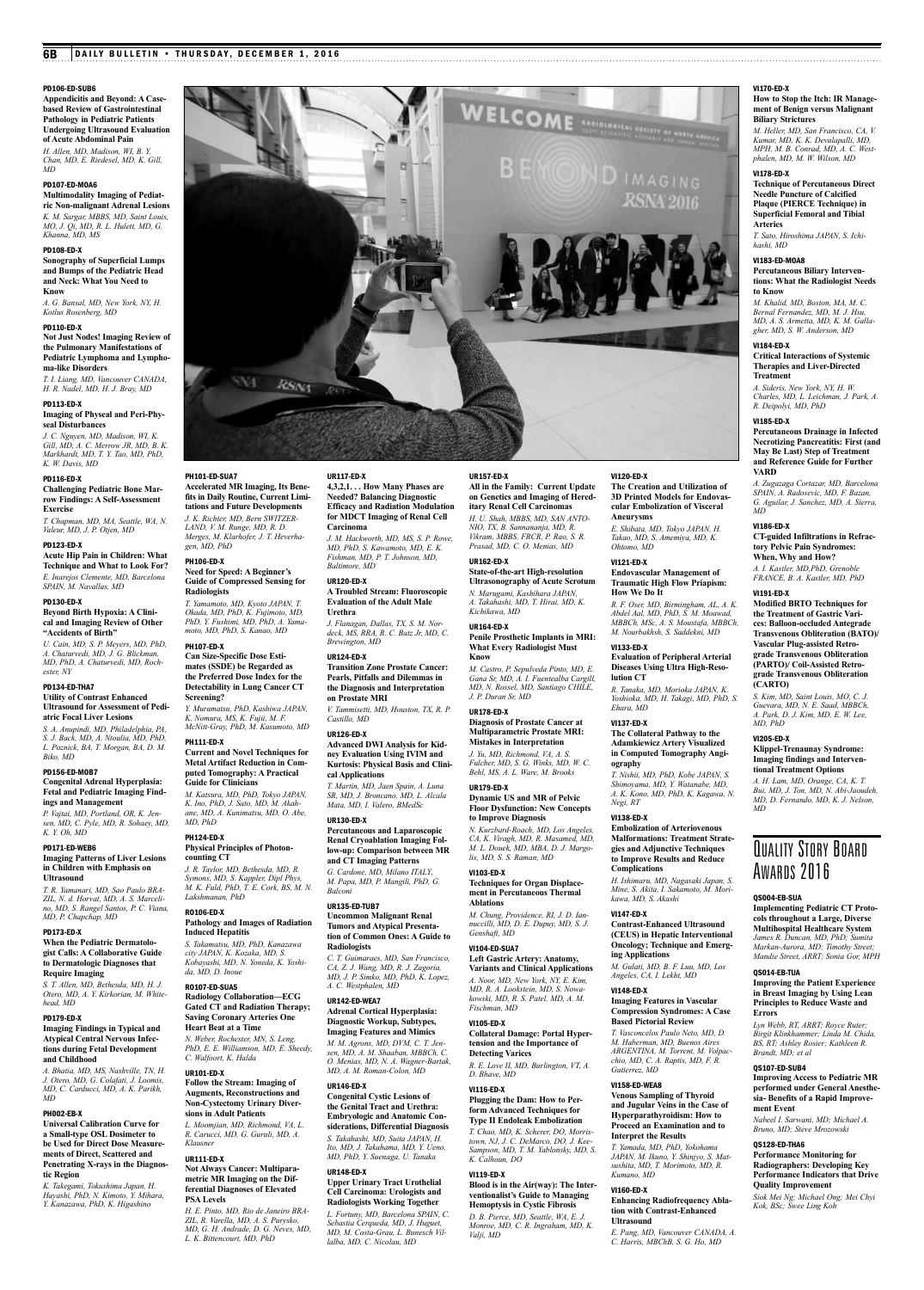### PD106-ED-SUB6

**Appendicitis and Beyond: A Case-based Review of Gastrointestinal Pathology in Pediatric Patients Undergoing Ultrasound Evaluation of Acute Abdominal Pain**

*H. Allen, MD, Madison, WI, B. Y. Chan, MD, E. Riedesel, MD, K. Gill, MD*

### PD107-ED-MOA6

**Multimodality Imaging of Pediatric Non-malignant Adrenal Lesions**

*K. M. Sargar, MBBS, MD, Saint Louis, MO, J. Qi, MD, R. L. Hulett, MD, G. Khanna, MD, MS*

### PD108-ED-X

**Sonography of Superficial Lumps and Bumps of the Pediatric Head and Neck: What You Need to Know**

*A. G. Bansal, MD, New York, NY, H. Kotlus Rosenberg, MD*

### PD110-ED-X

**Not Just Nodes! Imaging Review of the Pulmonary Manifestations of Pediatric Lymphoma and Lymphoma-like Disorders**

*T. I. Liang, MD, Vancouver CANADA, H. R. Nadel, MD, H. J. Bray, MD*

### PD113-ED-X

**Imaging of Physeal and Peri-Physeal Disturbances**

*J. C. Nguyen, MD, Madison, WI, K. Gill, MD, A. C. Merrow JR, MD, B. K. Markhardt, MD, T. Y. Tao, MD, PhD, K. W. Davis, MD*

### PD116-ED-X

**Challenging Pediatric Bone Marrow Findings: A Self-Assessment Exercise**

*T. Chapman, MD, MA, Seattle, WA, N. Valeur, MD, J. P. Otjen, MD*

### PD123-ED-X

**Acute Hip Pain in Children: What Technique and What to Look For?**

*E. Inarejos Clemente, MD, Barcelona SPAIN, M. Navallas, MD*

### PD130-ED-X

**Beyond Birth Hypoxia: A Clinical and Imaging Review of Other "Accidents of Birth"**

*U. Cain, MD, S. P. Meyers, MD, PhD, A. Chaturvedi, MD, J. G. Blickman, MD, PhD, A. Chaturvedi, MD, Rochester, NY*

### PD134-ED-THA7

**Utility of Contrast Enhanced Ultrasound for Assessment of Pediatric Focal Liver Lesions**

*S. A. Anupindi, MD, Philadelphia, PA, S. J. Back, MD, A. Ntoulia, MD, PhD, L. Poznick, BA, T. Morgan, BA, D. M. Biko, MD*

### PD156-ED-MOB7

**Congenital Adrenal Hyperplasia: Fetal and Pediatric Imaging Findings and Management**

*P. Vajtai, MD, Portland, OR, K. Jensen, MD, C. Pyle, MD, R. Sohaey, MD, K. Y. Oh, MD*

### PD171-ED-WEB6

**Imaging Patterns of Liver Lesions in Children with Emphasis on Ultrasound**

*T. R. Yamanari, MD, Sao Paulo BRAZIL, N. d. Horvat, MD, A. S. Marcelino, MD, S. Rangel Santos, P. C. Viana, MD, P. Chapchap, MD*

### PD173-ED-X

**When the Pediatric Dermatologist Calls: A Collaborative Guide to Dermatologic Diagnoses that Require Imaging**

*S. T. Allen, MD, Bethesda, MD, H. J. Otero, MD, A. Y. Kirkorian, M. Whitehead, MD*

### PD179-ED-X

**Imaging Findings in Typical and Atypical Central Nervous Infections during Fetal Development and Childhood**

*A. Bhatia, MD, MS, Nashville, TN, H. J. Otero, MD, G. Colafati, J. Loomis, MD, C. Carducci, MD, A. K. Parikh, MD*

### PH002-EB-X

**Universal Calibration Curve for a Small-type OSL Dosimeter to be Used for Direct Dose Measurements of Direct, Scattered and Penetrating X-rays in the Diagnostic Region**

*K. Takegami, Tokushima Japan, H. Hayashi, PhD, N. Kimoto, Y. Mihara, Y. Kanazawa, PhD, K. Higashino*

### PH101-ED-SUA7

**Accelerated MR Imaging, Its Benefits in Daily Routine, Current Limitations and Future Developments**

*J. K. Richter, MD, Bern SWITZERLAND, V. M. Runge, MD, R. D. Merges, M. Klarhofer, J. T. Heverhagen, MD, PhD*

### PH106-ED-X

**Need for Speed: A Beginner's Guide of Compressed Sensing for Radiologists**

*T. Yamamoto, MD, Kyoto JAPAN, T. Okada, MD, PhD, K. Fujimoto, MD, PhD, Y. Fushimi, MD, PhD, A. Yamamoto, MD, PhD, S. Kanao, MD*

### PH107-ED-X

**Can Size-Specific Dose Estimates (SSDE) be Regarded as the Preferred Dose Index for the Detectability in Lung Cancer CT Screening?**

*Y. Muramatsu, PhD, Kashiwa JAPAN, K. Nomura, MS, K. Fujii, M. F. McNitt-Gray, PhD, M. Kusumoto, MD*

### PH111-ED-X

**Current and Novel Techniques for Metal Artifact Reduction in Computed Tomography: A Practical Guide for Clinicians**

*M. Katsura, MD, PhD, Tokyo JAPAN, K. Ino, PhD, J. Sato, MD, M. Akahane, MD, A. Kunimatsu, MD, O. Abe, MD, PhD*

### PH124-ED-X

**Physical Principles of Photon-counting CT**

*J. R. Taylor, MD, Bethesda, MD, R. Symons, MD, S. Kappler, Dipl Phys, M. K. Fuld, PhD, T. E. Cork, BS, M. N. Lakshmanan, PhD*

### RO106-ED-X

**Pathology and Images of Radiation Induced Hepatitis**

*S. Takamatsu, MD, PhD, Kanazawa city JAPAN, K. Kozaka, MD, S. Kobayashi, MD, N. Yoneda, K. Yoshida, MD, D. Inoue*

### RO107-ED-SUA5

**Radiology Collaboration—ECG Gated CT and Radiation Therapy; Saving Coronary Arteries One Heart Beat at a Time**

*N. Weber, Rochester, MN, S. Leng, PhD, E. E. Williamson, MD, E. Sheedy, C. Walfoort, K. Halda*

### UR101-ED-X

**Follow the Stream: Imaging of Augments, Reconstructions and Non-Cystectomy Urinary Diversions in Adult Patients**

*L. Moomjian, MD, Richmond, VA, L. R. Carucci, MD, G. Guruli, MD, A. Klausner*

### UR111-ED-X

**Not Always Cancer: Multiparametric MR Imaging on the Differential Diagnoses of Elevated PSA Levels**

*H. E. Pinto, MD, Rio de Janeiro BRAZIL, R. Varella, MD, A. S. Parysko, MD, G. H. Andrade, D. G. Neves, MD, L. K. Bittencourt, MD, PhD*

### UR117-ED-X

**4,3,2,1. . . How Many Phases are Needed? Balancing Diagnostic Efficacy and Radiation Modulation for MDCT Imaging of Renal Cell Carcinoma**

*J. M. Hackworth, MD, MS, S. P. Rowe, MD, PhD, S. Kawamoto, MD, E. K. Fishman, MD, P. T. Johnson, MD, Baltimore, MD*

### UR120-ED-X

**A Troubled Stream: Fluoroscopic Evaluation of the Adult Male Urethra**

*J. Flanagan, Dallas, TX, S. M. Nordeck, MS, RRA, R. C. Batz Jr, MD, C. Brewington, MD*

### UR124-ED-X

**Transition Zone Prostate Cancer: Pearls, Pitfalls and Dilemmas in the Diagnosis and Interpretation on Prostate MRI**

*V. Tammisetti, MD, Houston, TX, R. P. Castillo, MD*

### UR126-ED-X

**Advanced DWI Analysis for Kidney Evaluation Using IVIM and Kurtosis: Physical Basis and Clinical Applications**

*T. Martin, MD, Jaen Spain, A. Luna SR, MD, J. Broncano, MD, L. Alcala Mata, MD, I. Valero, BMedSc*

### UR130-ED-X

**Percutaneous and Laparoscopic Renal Cryoablation Imaging Follow-up: Comparison between MR and CT Imaging Patterns**

*G. Cardone, MD, Milano ITALY, M. Papa, MD, P. Mangili, PhD, G. Balconi*

### UR135-ED-TUB7

**Uncommon Malignant Renal Tumors and Atypical Presentation of Common Ones: A Guide to Radiologists**

*C. T. Guimaraes, MD, San Francisco, CA, Z. J. Wang, MD, R. J. Zagoria, MD, J. P. Simko, MD, PhD, K. Lopez, A. C. Westphalen, MD*

### UR142-ED-WEA7

**Adrenal Cortical Hyperplasia: Diagnostic Workup, Subtypes, Imaging Features and Mimics**

*M. M. Agrons, MD, DVM, C. T. Jensen, MD, A. M. Shaaban, MBBCh, C. O. Menias, MD, N. A. Wagner-Bartak, MD, A. M. Roman-Colon, MD*

### UR146-ED-X

**Congenital Cystic Lesions of the Genital Tract and Urethra: Embryologic and Anatomic Considerations, Differential Diagnosis**

*S. Takahashi, MD, Suita JAPAN, H. Ito, MD, J. Takahama, MD, Y. Ueno, MD, PhD, Y. Suenaga, U. Tanaka*

### UR148-ED-X

**Upper Urinary Tract Urothelial Cell Carcinoma: Urologists and Radiologists Working Together**

*L. Fortuny, MD, Barcelona SPAIN, C. Sebastia Cerqueda, MD, J. Huguet, MD, M. Costa-Grau, L. Bunesch Villalba, MD, C. Nicolau, MD*

### UR157-ED-X

**All in the Family: Current Update on Genetics and Imaging of Hereditary Renal Cell Carcinomas**

*H. U. Shah, MBBS, MD, SAN ANTONIO, TX, B. Sannananja, MD, R. Vikram, MBBS, FRCR, P. Rao, S. R. Prasad, MD, C. O. Menias, MD*

### UR162-ED-X

**State-of-the-art High-resolution Ultrasonography of Acute Scrotum**

*N. Marugami, Kashihara JAPAN, A. Takahashi, MD, T. Hirai, MD, K. Kichikawa, MD*

### UR164-ED-X

**Penile Prosthetic Implants in MRI: What Every Radiologist Must Know**

*M. Castro, P. Sepulveda Pinto, MD, E. Gana Sr, MD, A. I. Fuentealba Cargill, MD, N. Rossel, MD, Santiago CHILE, J. P. Duran Sr, MD*

### UR178-ED-X

**Diagnosis of Prostate Cancer at Multiparametric Prostate MRI: Mistakes in Interpretation**

*J. Yu, MD, Richmond, VA, A. S. Fulcher, MD, S. G. Winks, MD, W. C. Behl, MS, A. L. Ware, M. Brooks*

### UR179-ED-X

**Dynamic US and MR of Pelvic Floor Dysfunction: New Concepts to Improve Diagnosis**

*N. Kurzbard-Roach, MD, Los Angeles, CA, K. Viragh, MD, R. Masamed, MD, M. L. Douek, MD, MBA, D. J. Margolis, MD, S. S. Raman, MD*

### VI103-ED-X

**Techniques for Organ Displacement in Percutaneous Thermal Ablations**

*M. Chung, Providence, RI, J. D. Iannuccilli, MD, D. E. Dupuy, MD, S. J. Genshaft, MD*

### VI104-ED-SUA7

**Left Gastric Artery: Anatomy, Variants and Clinical Applications**

*A. Noor, MD, New York, NY, E. Kim, MD, R. A. Lookstein, MD, S. Nowakowski, MD, R. S. Patel, MD, A. M. Fischman, MD*

### VI105-ED-X

**Collateral Damage: Portal Hypertension and the Importance of Detecting Varices**

*R. E. Love II, MD, Burlington, VT, A. D. Bhave, MD*

### VI116-ED-X

**Plugging the Dam: How to Perform Advanced Techniques for Type II Endoleak Embolization**

*T. Chao, MD, K. Scherer, DO, Morristown, NJ, J. C. DeMarco, DO, J. Kee-Sampson, MD, T. M. Yablonsky, MD, S. K. Calhoun, DO*

### VI119-ED-X

**Blood is in the Air(way): The Interventionalist's Guide to Managing Hemoptysis in Cystic Fibrosis**

*D. B. Pierce, MD, Seattle, WA, E. J. Monroe, MD, C. R. Ingraham, MD, K. Valji, MD*

### VI120-ED-X

**The Creation and Utilization of 3D Printed Models for Endovascular Embolization of Visceral Aneurysms**

*E. Shibata, MD, Tokyo JAPAN, H. Takao, MD, S. Amemiya, MD, K. Ohtomo, MD*

### VI121-ED-X

**Endovascular Management of Traumatic High Flow Priapism: How We Do It**

*R. F. Oser, MD, Birmingham, AL, A. K. Abdel Aal, MD, PhD, S. M. Moawad, MBBCh, MSc, A. S. Moustafa, MBBCh, M. Nourbakhsh, S. Saddekni, MD*

### VI133-ED-X

**Evaluation of Peripheral Arterial Diseases Using Ultra High-Resolution CT**

*R. Tanaka, MD, Morioka JAPAN, K. Yoshioka, MD, H. Takagi, MD, PhD, S. Ehara, MD*

### VI137-ED-X

**The Collateral Pathway to the Adamkiewicz Artery Visualized in Computed Tomography Angiography**

*T. Nishii, MD, PhD, Kobe JAPAN, S. Shimoyama, MD, Y. Watanabe, MD, A. K. Kono, MD, PhD, K. Kagawa, N. Negi, RT*

### VI138-ED-X

**Embolization of Arteriovenous Malformations: Treatment Strategies and Adjunctive Techniques to Improve Results and Reduce Complications**

*H. Ishimaru, MD, Nagasaki Japan, S. Mine, S. Akita, I. Sakamoto, M. Morikawa, MD, S. Akashi*

### VI147-ED-X

**Contrast-Enhanced Ultrasound (CEUS) in Hepatic Interventional Oncology; Technique and Emerging Applications**

*M. Gulati, MD, B. F. Luu, MD, Los Angeles, CA, I. Lekht, MD*

### VI148-ED-X

**Imaging Features in Vascular Compression Syndromes: A Case Based Pictorial Review**

*T. Vasconcelos Paulo Neto, MD, D. M. Haberman, MD, Buenos Aires ARGENTINA, M. Torrent, M. Volpacchio, MD, C. A. Raptis, MD, F. R. Gutierrez, MD*

### VI158-ED-WEA8

**Venous Sampling of Thyroid and Jugular Veins in the Case of Hyperparathyroidism: How to Proceed an Examination and to Interpret the Results**

*T. Yamada, MD, PhD, Yokohama JAPAN, M. Ikano, Y. Shinjyo, S. Matsushita, MD, T. Morimoto, MD, R. Kumano, MD*

### VI160-ED-X

**Enhancing Radiofrequency Ablation with Contrast-Enhanced Ultrasound**

*E. Pang, MD, Vancouver CANADA, A. C. Harris, MBChB, S. G. Ho, MD*

### VI170-ED-X

**How to Stop the Itch: IR Management of Benign versus Malignant Biliary Strictures**

*M. Heller, MD, San Francisco, CA, V. Kumar, MD, K. K. Devulapalli, MD, MPH, M. B. Conrad, MD, A. C. Westphalen, MD, M. W. Wilson, MD*

### VI178-ED-X

**Technique of Percutaneous Direct Needle Puncture of Calcified Plaque (PIERCE Technique) in Superficial Femoral and Tibial Arteries**

*T. Sato, Hiroshima JAPAN, S. Ichihashi, MD*

### VI183-ED-MOA8

**Percutaneous Biliary Interventions: What the Radiologist Needs to Know**

*M. Khalid, MD, Boston, MA, M. C. Bernal Fernandez, MD, M. J. Hsu, MD, A. S. Armetta, MD, K. M. Gallagher, MD, S. W. Anderson, MD*

### VI184-ED-X

**Critical Interactions of Systemic Therapies and Liver-Directed Treatment**

*A. Sideris, New York, NY, H. W. Charles, MD, L. Leichman, J. Park, A. R. Deipolyi, MD, PhD*

### VI185-ED-X

**Percutaneous Drainage in Infected Necrotizing Pancreatitis: First (and May Be Last) Step of Treatment and Reference Guide for Further VARD**

*A. Zugazaga Cortazar, MD, Barcelona SPAIN, A. Radosevic, MD, F. Bazan, G. Aguilar, J. Sanchez, MD, A. Sierra, MD*

### VI186-ED-X

**CT-guided Infiltrations in Refractory Pelvic Pain Syndromes: When, Why and How?**

*A. I. Kastler, MD,PhD, Grenoble FRANCE, B. A. Kastler, MD, PhD*

### VI191-ED-X

**Modified BRTO Techniques for the Treatment of Gastric Varices: Balloon-occluded Antegrade Transvenous Obliteration (BATO)/ Vascular Plug-assisted Retrograde Transvenous Obliteration (PARTO)/ Coil-Assisted Retrograde Transvenous Obliteration (CARTO)**

*S. Kim, MD, Saint Louis, MO, C. J. Guevara, MD, N. E. Saad, MBBCh, A. Park, D. J. Kim, MD, E. W. Lee, MD, PhD*

### VI205-ED-X

**Klippel-Trenaunay Syndrome: Imaging findings and Interventional Treatment Options**

*A. H. Lam, MD, Orange, CA, K. T. Bui, MD, J. Ton, MD, N. Abi-Jaoudeh, MD, D. Fernando, MD, K. J. Nelson, MD*

## Quality Story Board Awards 2016

### QS004-EB-SUA

**Implementing Pediatric CT Protocols throughout a Large, Diverse Multihospital Healthcare System**

*James R. Duncan, MD, PhD; Sumita Markan-Aurora, MD; Timothy Street; Mandie Street, ARRT; Sonia Gor, MPH*

### QS014-EB-TUA

**Improving the Patient Experience in Breast Imaging by Using Lean Principles to Reduce Waste and Errors**

*Lyn Webb, RT, ARRT; Royce Ruter; Birgit Klinkhammer; Linda M. Chida, BS, RT; Ashley Rosier; Kathleen R. Brandt, MD; et al*

### QS107-ED-SUB4

**Improving Access to Pediatric MR performed under General Anesthesia- Benefits of a Rapid Improvement Event**

*Nabeel I. Sarwani, MD; Michael A. Bruno, MD; Steve Mrozowski*

### QS128-ED-THA6

**Performance Monitoring for Radiographers: Developing Key Performance Indicators that Drive Quality Improvement**

*Siok Mei Ng; Michael Ong; Mei Chyi Kok, BSc; Swee Ling Koh*